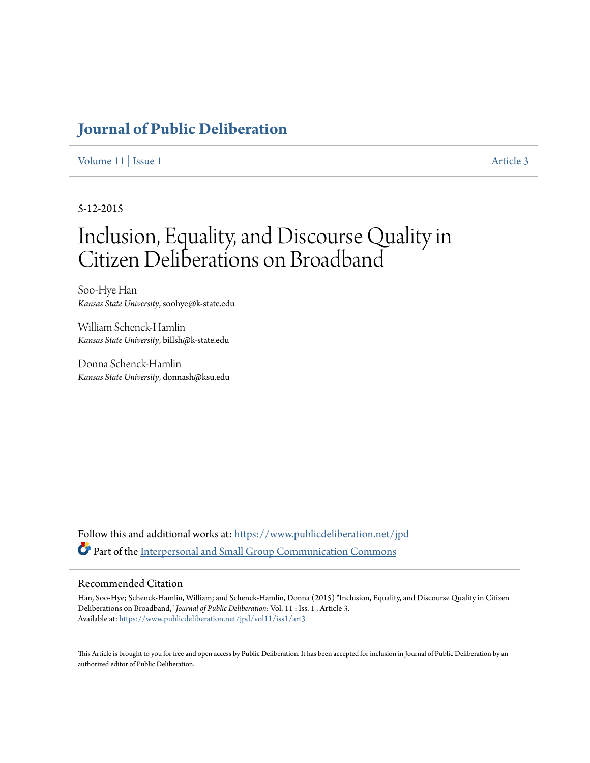# Journal of Public Deliberation

Volume 11 | Issue 1 Article 3

5-12-2015

# Inclusion, Equality, and Discourse Quality in Citizen Deliberations on Broadband

Soo-Hye Han
*Kansas State University*, soohye@k-state.edu

William Schenck-Hamlin
*Kansas State University*, billsh@k-state.edu

Donna Schenck-Hamlin
*Kansas State University*, donnash@ksu.edu

Follow this and additional works at: https://www.publicdeliberation.net/jpd

Part of the Interpersonal and Small Group Communication Commons

## Recommended Citation

Han, Soo-Hye; Schenck-Hamlin, William; and Schenck-Hamlin, Donna (2015) "Inclusion, Equality, and Discourse Quality in Citizen Deliberations on Broadband," *Journal of Public Deliberation*: Vol. 11 : Iss. 1 , Article 3.
Available at: https://www.publicdeliberation.net/jpd/vol11/iss1/art3

This Article is brought to you for free and open access by Public Deliberation. It has been accepted for inclusion in Journal of Public Deliberation by an authorized editor of Public Deliberation.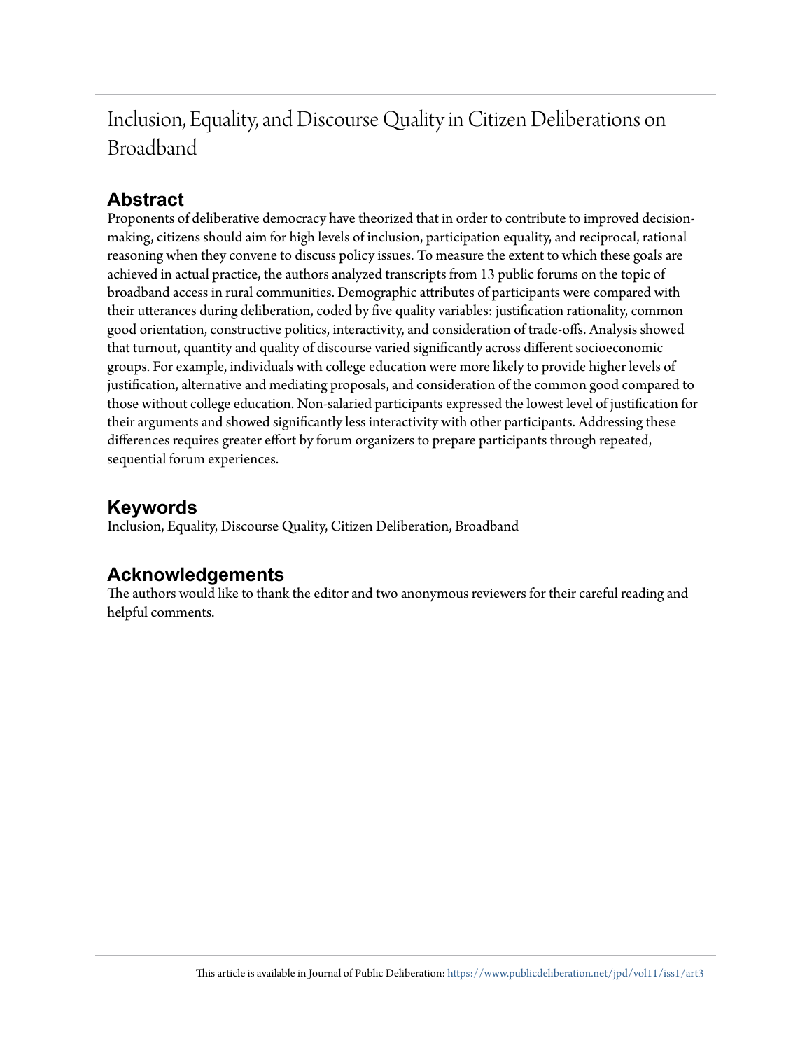# Inclusion, Equality, and Discourse Quality in Citizen Deliberations on Broadband

## Abstract

Proponents of deliberative democracy have theorized that in order to contribute to improved decision-making, citizens should aim for high levels of inclusion, participation equality, and reciprocal, rational reasoning when they convene to discuss policy issues. To measure the extent to which these goals are achieved in actual practice, the authors analyzed transcripts from 13 public forums on the topic of broadband access in rural communities. Demographic attributes of participants were compared with their utterances during deliberation, coded by five quality variables: justification rationality, common good orientation, constructive politics, interactivity, and consideration of trade-offs. Analysis showed that turnout, quantity and quality of discourse varied significantly across different socioeconomic groups. For example, individuals with college education were more likely to provide higher levels of justification, alternative and mediating proposals, and consideration of the common good compared to those without college education. Non-salaried participants expressed the lowest level of justification for their arguments and showed significantly less interactivity with other participants. Addressing these differences requires greater effort by forum organizers to prepare participants through repeated, sequential forum experiences.

## Keywords

Inclusion, Equality, Discourse Quality, Citizen Deliberation, Broadband

## Acknowledgements

The authors would like to thank the editor and two anonymous reviewers for their careful reading and helpful comments.

This article is available in Journal of Public Deliberation: https://www.publicdeliberation.net/jpd/vol11/iss1/art3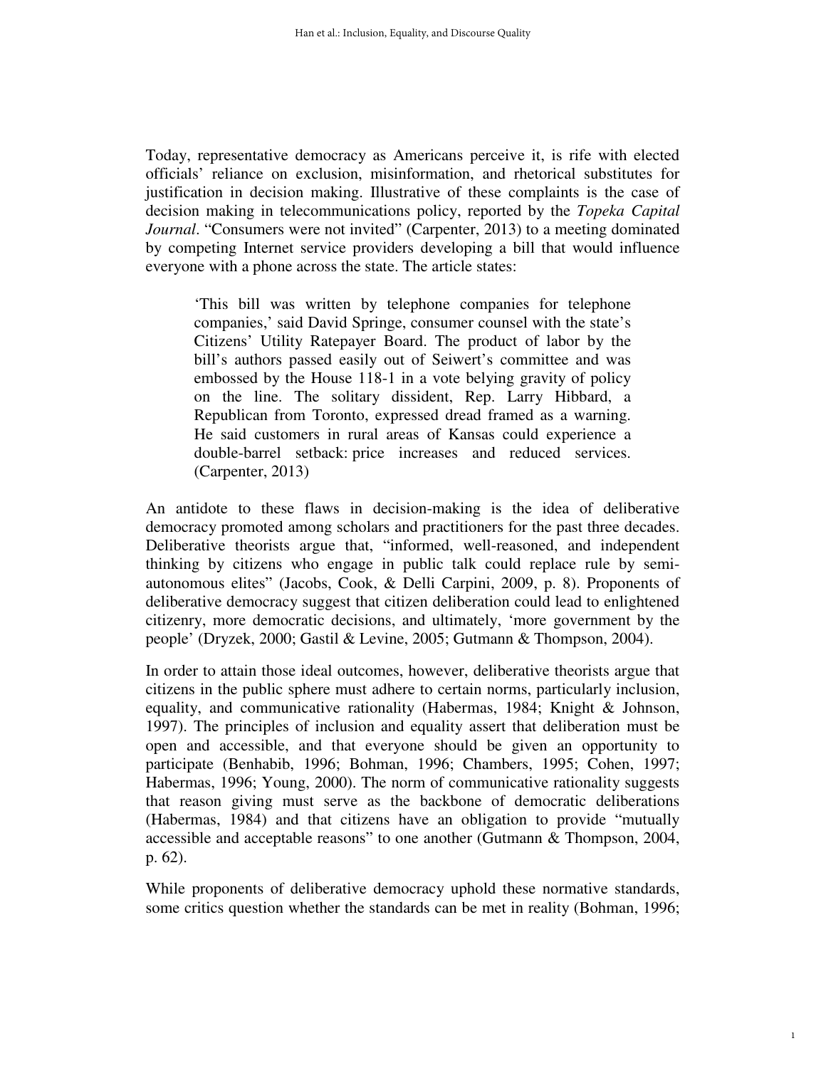Today, representative democracy as Americans perceive it, is rife with elected officials' reliance on exclusion, misinformation, and rhetorical substitutes for justification in decision making. Illustrative of these complaints is the case of decision making in telecommunications policy, reported by the *Topeka Capital Journal*. "Consumers were not invited" (Carpenter, 2013) to a meeting dominated by competing Internet service providers developing a bill that would influence everyone with a phone across the state. The article states:

> 'This bill was written by telephone companies for telephone companies,' said David Springe, consumer counsel with the state's Citizens' Utility Ratepayer Board. The product of labor by the bill's authors passed easily out of Seiwert's committee and was embossed by the House 118-1 in a vote belying gravity of policy on the line. The solitary dissident, Rep. Larry Hibbard, a Republican from Toronto, expressed dread framed as a warning. He said customers in rural areas of Kansas could experience a double-barrel setback: price increases and reduced services. (Carpenter, 2013)

An antidote to these flaws in decision-making is the idea of deliberative democracy promoted among scholars and practitioners for the past three decades. Deliberative theorists argue that, "informed, well-reasoned, and independent thinking by citizens who engage in public talk could replace rule by semi-autonomous elites" (Jacobs, Cook, & Delli Carpini, 2009, p. 8). Proponents of deliberative democracy suggest that citizen deliberation could lead to enlightened citizenry, more democratic decisions, and ultimately, 'more government by the people' (Dryzek, 2000; Gastil & Levine, 2005; Gutmann & Thompson, 2004).

In order to attain those ideal outcomes, however, deliberative theorists argue that citizens in the public sphere must adhere to certain norms, particularly inclusion, equality, and communicative rationality (Habermas, 1984; Knight & Johnson, 1997). The principles of inclusion and equality assert that deliberation must be open and accessible, and that everyone should be given an opportunity to participate (Benhabib, 1996; Bohman, 1996; Chambers, 1995; Cohen, 1997; Habermas, 1996; Young, 2000). The norm of communicative rationality suggests that reason giving must serve as the backbone of democratic deliberations (Habermas, 1984) and that citizens have an obligation to provide "mutually accessible and acceptable reasons" to one another (Gutmann & Thompson, 2004, p. 62).

While proponents of deliberative democracy uphold these normative standards, some critics question whether the standards can be met in reality (Bohman, 1996;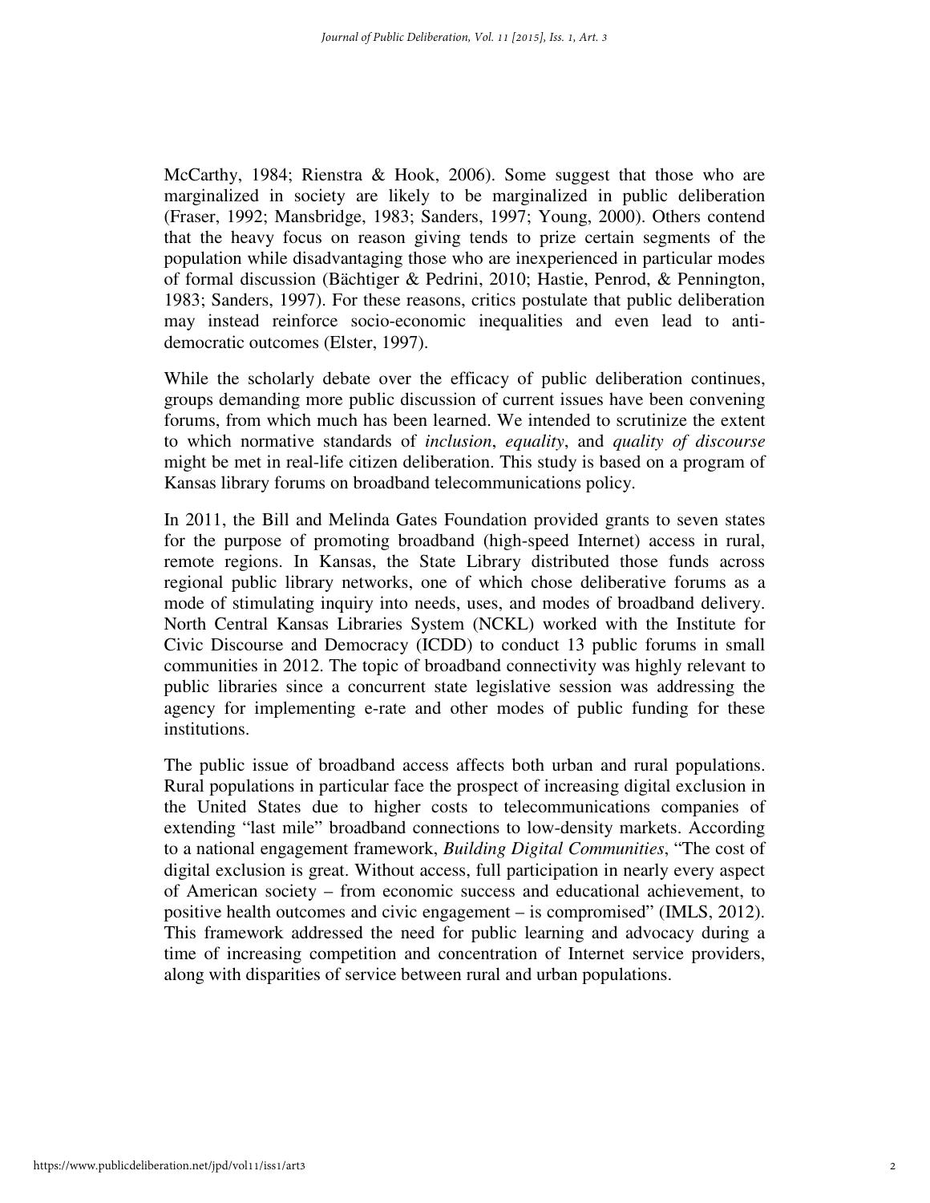McCarthy, 1984; Rienstra & Hook, 2006). Some suggest that those who are marginalized in society are likely to be marginalized in public deliberation (Fraser, 1992; Mansbridge, 1983; Sanders, 1997; Young, 2000). Others contend that the heavy focus on reason giving tends to prize certain segments of the population while disadvantaging those who are inexperienced in particular modes of formal discussion (Bächtiger & Pedrini, 2010; Hastie, Penrod, & Pennington, 1983; Sanders, 1997). For these reasons, critics postulate that public deliberation may instead reinforce socio-economic inequalities and even lead to anti-democratic outcomes (Elster, 1997).

While the scholarly debate over the efficacy of public deliberation continues, groups demanding more public discussion of current issues have been convening forums, from which much has been learned. We intended to scrutinize the extent to which normative standards of *inclusion*, *equality*, and *quality of discourse* might be met in real-life citizen deliberation. This study is based on a program of Kansas library forums on broadband telecommunications policy.

In 2011, the Bill and Melinda Gates Foundation provided grants to seven states for the purpose of promoting broadband (high-speed Internet) access in rural, remote regions. In Kansas, the State Library distributed those funds across regional public library networks, one of which chose deliberative forums as a mode of stimulating inquiry into needs, uses, and modes of broadband delivery. North Central Kansas Libraries System (NCKL) worked with the Institute for Civic Discourse and Democracy (ICDD) to conduct 13 public forums in small communities in 2012. The topic of broadband connectivity was highly relevant to public libraries since a concurrent state legislative session was addressing the agency for implementing e-rate and other modes of public funding for these institutions.

The public issue of broadband access affects both urban and rural populations. Rural populations in particular face the prospect of increasing digital exclusion in the United States due to higher costs to telecommunications companies of extending "last mile" broadband connections to low-density markets. According to a national engagement framework, *Building Digital Communities*, "The cost of digital exclusion is great. Without access, full participation in nearly every aspect of American society – from economic success and educational achievement, to positive health outcomes and civic engagement – is compromised" (IMLS, 2012). This framework addressed the need for public learning and advocacy during a time of increasing competition and concentration of Internet service providers, along with disparities of service between rural and urban populations.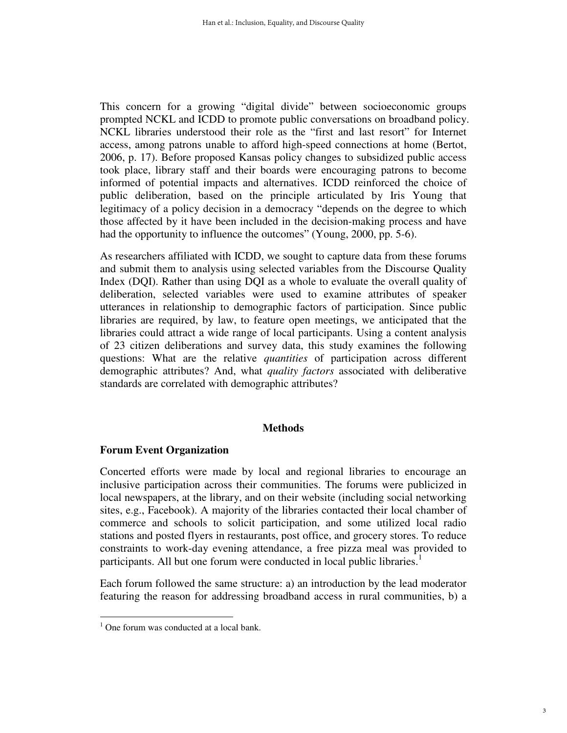This concern for a growing "digital divide" between socioeconomic groups prompted NCKL and ICDD to promote public conversations on broadband policy. NCKL libraries understood their role as the "first and last resort" for Internet access, among patrons unable to afford high-speed connections at home (Bertot, 2006, p. 17). Before proposed Kansas policy changes to subsidized public access took place, library staff and their boards were encouraging patrons to become informed of potential impacts and alternatives. ICDD reinforced the choice of public deliberation, based on the principle articulated by Iris Young that legitimacy of a policy decision in a democracy "depends on the degree to which those affected by it have been included in the decision-making process and have had the opportunity to influence the outcomes" (Young, 2000, pp. 5-6).

As researchers affiliated with ICDD, we sought to capture data from these forums and submit them to analysis using selected variables from the Discourse Quality Index (DQI). Rather than using DQI as a whole to evaluate the overall quality of deliberation, selected variables were used to examine attributes of speaker utterances in relationship to demographic factors of participation. Since public libraries are required, by law, to feature open meetings, we anticipated that the libraries could attract a wide range of local participants. Using a content analysis of 23 citizen deliberations and survey data, this study examines the following questions: What are the relative *quantities* of participation across different demographic attributes? And, what *quality factors* associated with deliberative standards are correlated with demographic attributes?

## Methods

### Forum Event Organization

Concerted efforts were made by local and regional libraries to encourage an inclusive participation across their communities. The forums were publicized in local newspapers, at the library, and on their website (including social networking sites, e.g., Facebook). A majority of the libraries contacted their local chamber of commerce and schools to solicit participation, and some utilized local radio stations and posted flyers in restaurants, post office, and grocery stores. To reduce constraints to work-day evening attendance, a free pizza meal was provided to participants. All but one forum were conducted in local public libraries.[1]

Each forum followed the same structure: a) an introduction by the lead moderator featuring the reason for addressing broadband access in rural communities, b) a

[1] One forum was conducted at a local bank.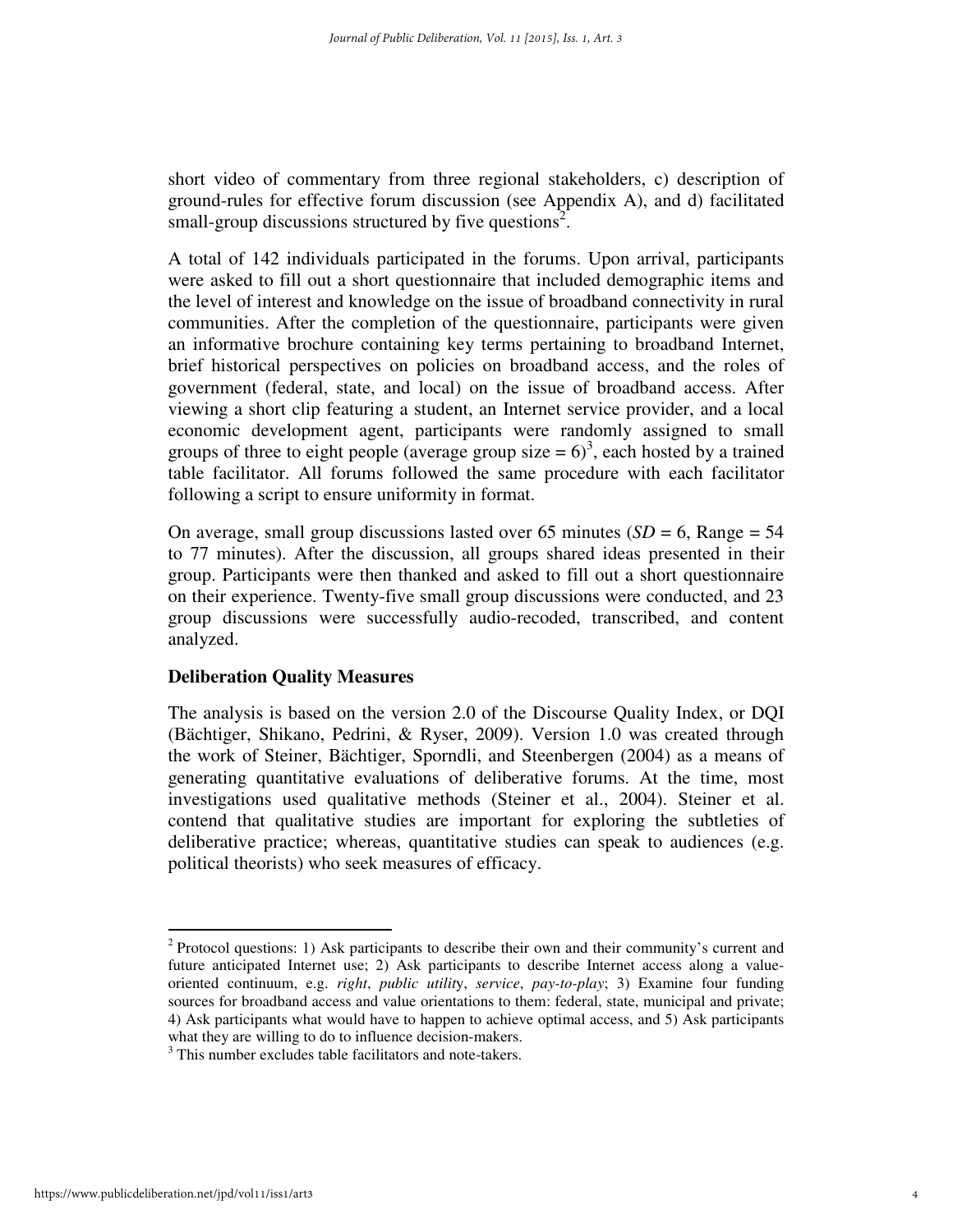short video of commentary from three regional stakeholders, c) description of ground-rules for effective forum discussion (see Appendix A), and d) facilitated small-group discussions structured by five questions[2].

A total of 142 individuals participated in the forums. Upon arrival, participants were asked to fill out a short questionnaire that included demographic items and the level of interest and knowledge on the issue of broadband connectivity in rural communities. After the completion of the questionnaire, participants were given an informative brochure containing key terms pertaining to broadband Internet, brief historical perspectives on policies on broadband access, and the roles of government (federal, state, and local) on the issue of broadband access. After viewing a short clip featuring a student, an Internet service provider, and a local economic development agent, participants were randomly assigned to small groups of three to eight people (average group size = 6)[3], each hosted by a trained table facilitator. All forums followed the same procedure with each facilitator following a script to ensure uniformity in format.

On average, small group discussions lasted over 65 minutes (*SD* = 6, Range = 54 to 77 minutes). After the discussion, all groups shared ideas presented in their group. Participants were then thanked and asked to fill out a short questionnaire on their experience. Twenty-five small group discussions were conducted, and 23 group discussions were successfully audio-recoded, transcribed, and content analyzed.

**Deliberation Quality Measures**

The analysis is based on the version 2.0 of the Discourse Quality Index, or DQI (Bächtiger, Shikano, Pedrini, & Ryser, 2009). Version 1.0 was created through the work of Steiner, Bächtiger, Sporndli, and Steenbergen (2004) as a means of generating quantitative evaluations of deliberative forums. At the time, most investigations used qualitative methods (Steiner et al., 2004). Steiner et al. contend that qualitative studies are important for exploring the subtleties of deliberative practice; whereas, quantitative studies can speak to audiences (e.g. political theorists) who seek measures of efficacy.

---

[2] Protocol questions: 1) Ask participants to describe their own and their community's current and future anticipated Internet use; 2) Ask participants to describe Internet access along a value-oriented continuum, e.g. *right*, *public utility*, *service*, *pay-to-play*; 3) Examine four funding sources for broadband access and value orientations to them: federal, state, municipal and private; 4) Ask participants what would have to happen to achieve optimal access, and 5) Ask participants what they are willing to do to influence decision-makers.

[3] This number excludes table facilitators and note-takers.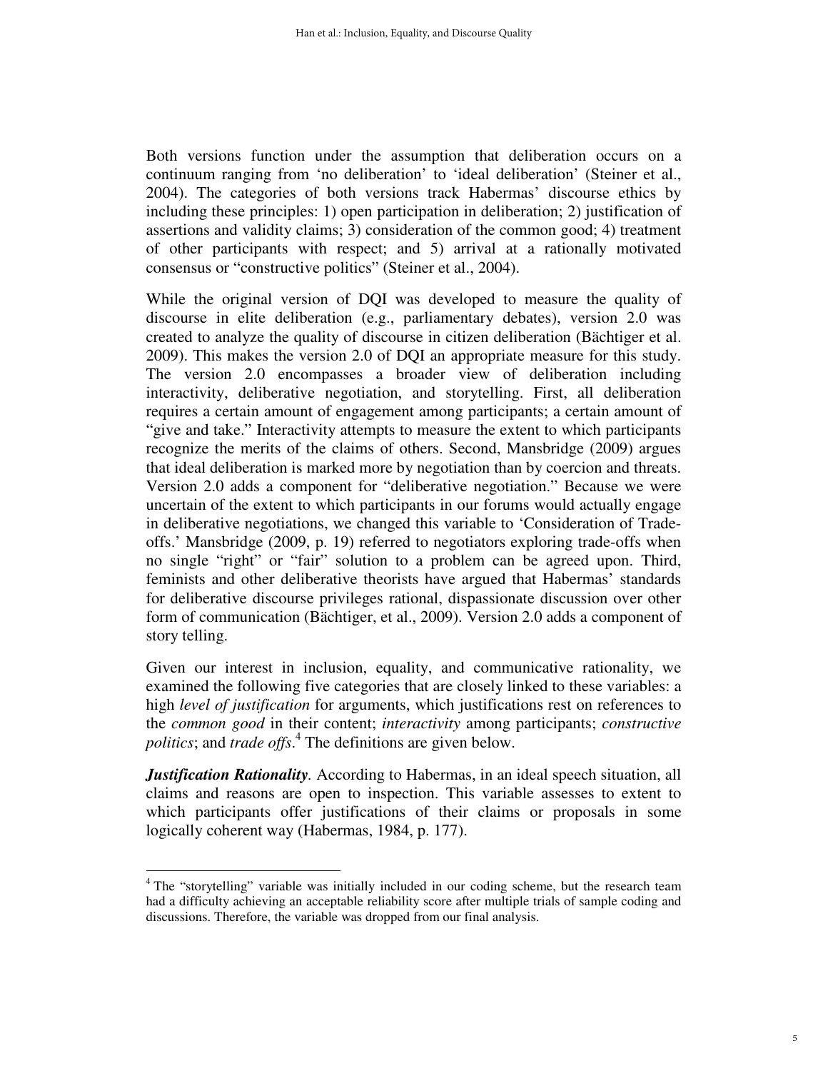Both versions function under the assumption that deliberation occurs on a continuum ranging from 'no deliberation' to 'ideal deliberation' (Steiner et al., 2004). The categories of both versions track Habermas' discourse ethics by including these principles: 1) open participation in deliberation; 2) justification of assertions and validity claims; 3) consideration of the common good; 4) treatment of other participants with respect; and 5) arrival at a rationally motivated consensus or "constructive politics" (Steiner et al., 2004).

While the original version of DQI was developed to measure the quality of discourse in elite deliberation (e.g., parliamentary debates), version 2.0 was created to analyze the quality of discourse in citizen deliberation (Bächtiger et al. 2009). This makes the version 2.0 of DQI an appropriate measure for this study. The version 2.0 encompasses a broader view of deliberation including interactivity, deliberative negotiation, and storytelling. First, all deliberation requires a certain amount of engagement among participants; a certain amount of "give and take." Interactivity attempts to measure the extent to which participants recognize the merits of the claims of others. Second, Mansbridge (2009) argues that ideal deliberation is marked more by negotiation than by coercion and threats. Version 2.0 adds a component for "deliberative negotiation." Because we were uncertain of the extent to which participants in our forums would actually engage in deliberative negotiations, we changed this variable to 'Consideration of Trade-offs.' Mansbridge (2009, p. 19) referred to negotiators exploring trade-offs when no single "right" or "fair" solution to a problem can be agreed upon. Third, feminists and other deliberative theorists have argued that Habermas' standards for deliberative discourse privileges rational, dispassionate discussion over other form of communication (Bächtiger, et al., 2009). Version 2.0 adds a component of story telling.

Given our interest in inclusion, equality, and communicative rationality, we examined the following five categories that are closely linked to these variables: a high *level of justification* for arguments, which justifications rest on references to the *common good* in their content; *interactivity* among participants; *constructive politics*; and *trade offs*.[4] The definitions are given below.

***Justification Rationality***. According to Habermas, in an ideal speech situation, all claims and reasons are open to inspection. This variable assesses to extent to which participants offer justifications of their claims or proposals in some logically coherent way (Habermas, 1984, p. 177).

[4] The "storytelling" variable was initially included in our coding scheme, but the research team had a difficulty achieving an acceptable reliability score after multiple trials of sample coding and discussions. Therefore, the variable was dropped from our final analysis.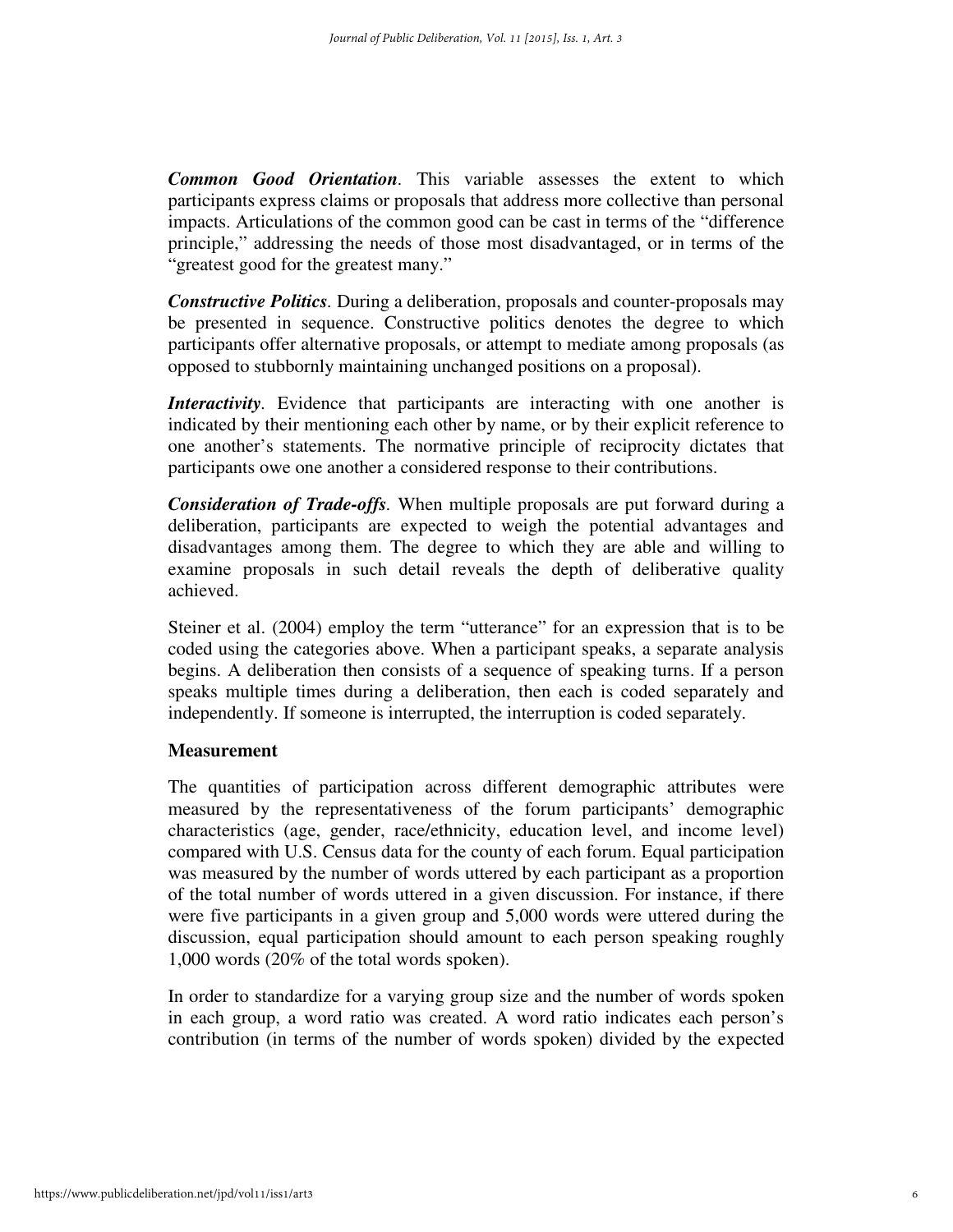***Common Good Orientation***. This variable assesses the extent to which participants express claims or proposals that address more collective than personal impacts. Articulations of the common good can be cast in terms of the "difference principle," addressing the needs of those most disadvantaged, or in terms of the "greatest good for the greatest many."

***Constructive Politics***. During a deliberation, proposals and counter-proposals may be presented in sequence. Constructive politics denotes the degree to which participants offer alternative proposals, or attempt to mediate among proposals (as opposed to stubbornly maintaining unchanged positions on a proposal).

***Interactivity***. Evidence that participants are interacting with one another is indicated by their mentioning each other by name, or by their explicit reference to one another's statements. The normative principle of reciprocity dictates that participants owe one another a considered response to their contributions.

***Consideration of Trade-offs***. When multiple proposals are put forward during a deliberation, participants are expected to weigh the potential advantages and disadvantages among them. The degree to which they are able and willing to examine proposals in such detail reveals the depth of deliberative quality achieved.

Steiner et al. (2004) employ the term "utterance" for an expression that is to be coded using the categories above. When a participant speaks, a separate analysis begins. A deliberation then consists of a sequence of speaking turns. If a person speaks multiple times during a deliberation, then each is coded separately and independently. If someone is interrupted, the interruption is coded separately.

## Measurement

The quantities of participation across different demographic attributes were measured by the representativeness of the forum participants' demographic characteristics (age, gender, race/ethnicity, education level, and income level) compared with U.S. Census data for the county of each forum. Equal participation was measured by the number of words uttered by each participant as a proportion of the total number of words uttered in a given discussion. For instance, if there were five participants in a given group and 5,000 words were uttered during the discussion, equal participation should amount to each person speaking roughly 1,000 words (20% of the total words spoken).

In order to standardize for a varying group size and the number of words spoken in each group, a word ratio was created. A word ratio indicates each person's contribution (in terms of the number of words spoken) divided by the expected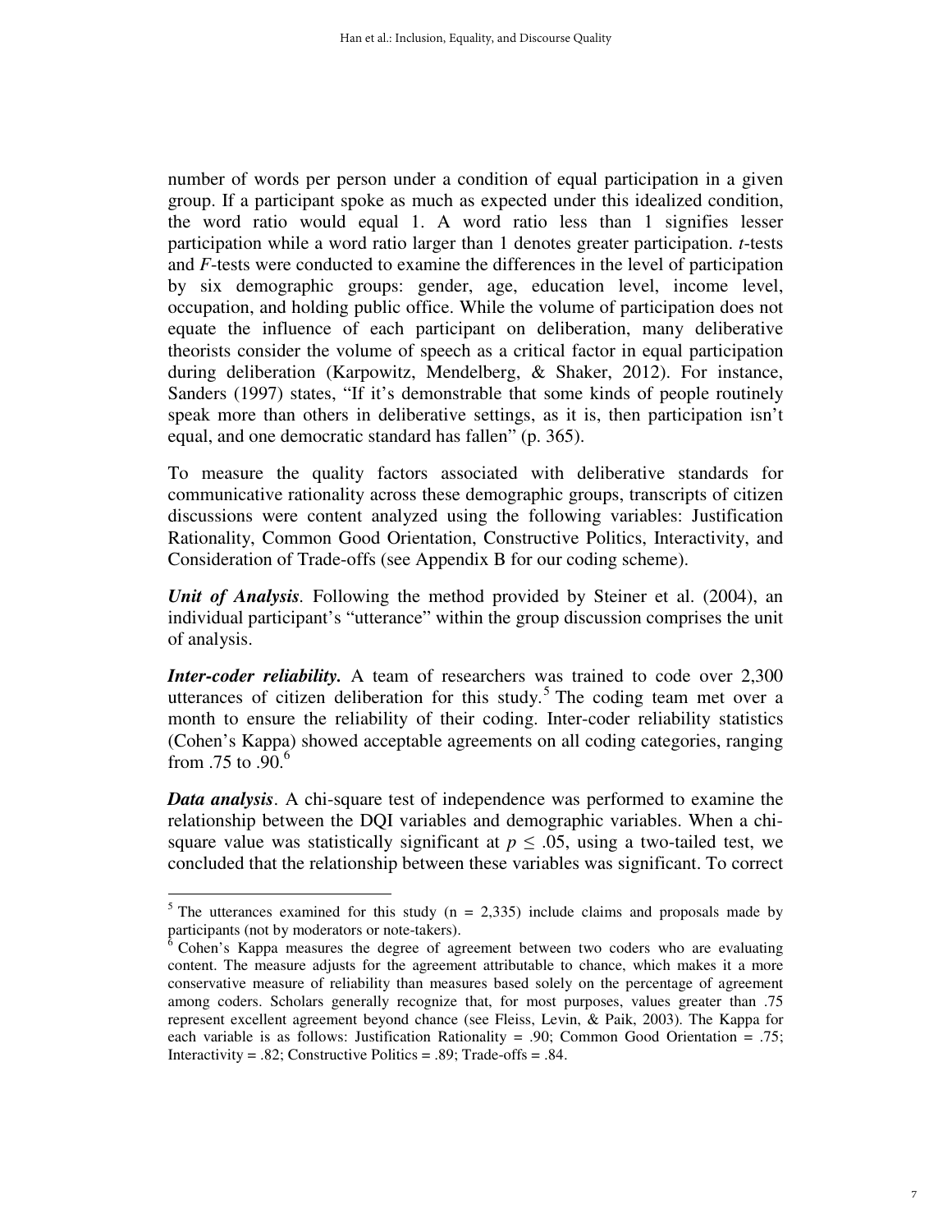number of words per person under a condition of equal participation in a given group. If a participant spoke as much as expected under this idealized condition, the word ratio would equal 1. A word ratio less than 1 signifies lesser participation while a word ratio larger than 1 denotes greater participation. *t*-tests and *F*-tests were conducted to examine the differences in the level of participation by six demographic groups: gender, age, education level, income level, occupation, and holding public office. While the volume of participation does not equate the influence of each participant on deliberation, many deliberative theorists consider the volume of speech as a critical factor in equal participation during deliberation (Karpowitz, Mendelberg, & Shaker, 2012). For instance, Sanders (1997) states, "If it's demonstrable that some kinds of people routinely speak more than others in deliberative settings, as it is, then participation isn't equal, and one democratic standard has fallen" (p. 365).

To measure the quality factors associated with deliberative standards for communicative rationality across these demographic groups, transcripts of citizen discussions were content analyzed using the following variables: Justification Rationality, Common Good Orientation, Constructive Politics, Interactivity, and Consideration of Trade-offs (see Appendix B for our coding scheme).

***Unit of Analysis***. Following the method provided by Steiner et al. (2004), an individual participant's "utterance" within the group discussion comprises the unit of analysis.

***Inter-coder reliability.*** A team of researchers was trained to code over 2,300 utterances of citizen deliberation for this study.[5] The coding team met over a month to ensure the reliability of their coding. Inter-coder reliability statistics (Cohen's Kappa) showed acceptable agreements on all coding categories, ranging from .75 to .90.[6]

***Data analysis***. A chi-square test of independence was performed to examine the relationship between the DQI variables and demographic variables. When a chi-square value was statistically significant at $p \leq .05$, using a two-tailed test, we concluded that the relationship between these variables was significant. To correct

---

[5] The utterances examined for this study (n = 2,335) include claims and proposals made by participants (not by moderators or note-takers).

[6] Cohen's Kappa measures the degree of agreement between two coders who are evaluating content. The measure adjusts for the agreement attributable to chance, which makes it a more conservative measure of reliability than measures based solely on the percentage of agreement among coders. Scholars generally recognize that, for most purposes, values greater than .75 represent excellent agreement beyond chance (see Fleiss, Levin, & Paik, 2003). The Kappa for each variable is as follows: Justification Rationality = .90; Common Good Orientation = .75; Interactivity = .82; Constructive Politics = .89; Trade-offs = .84.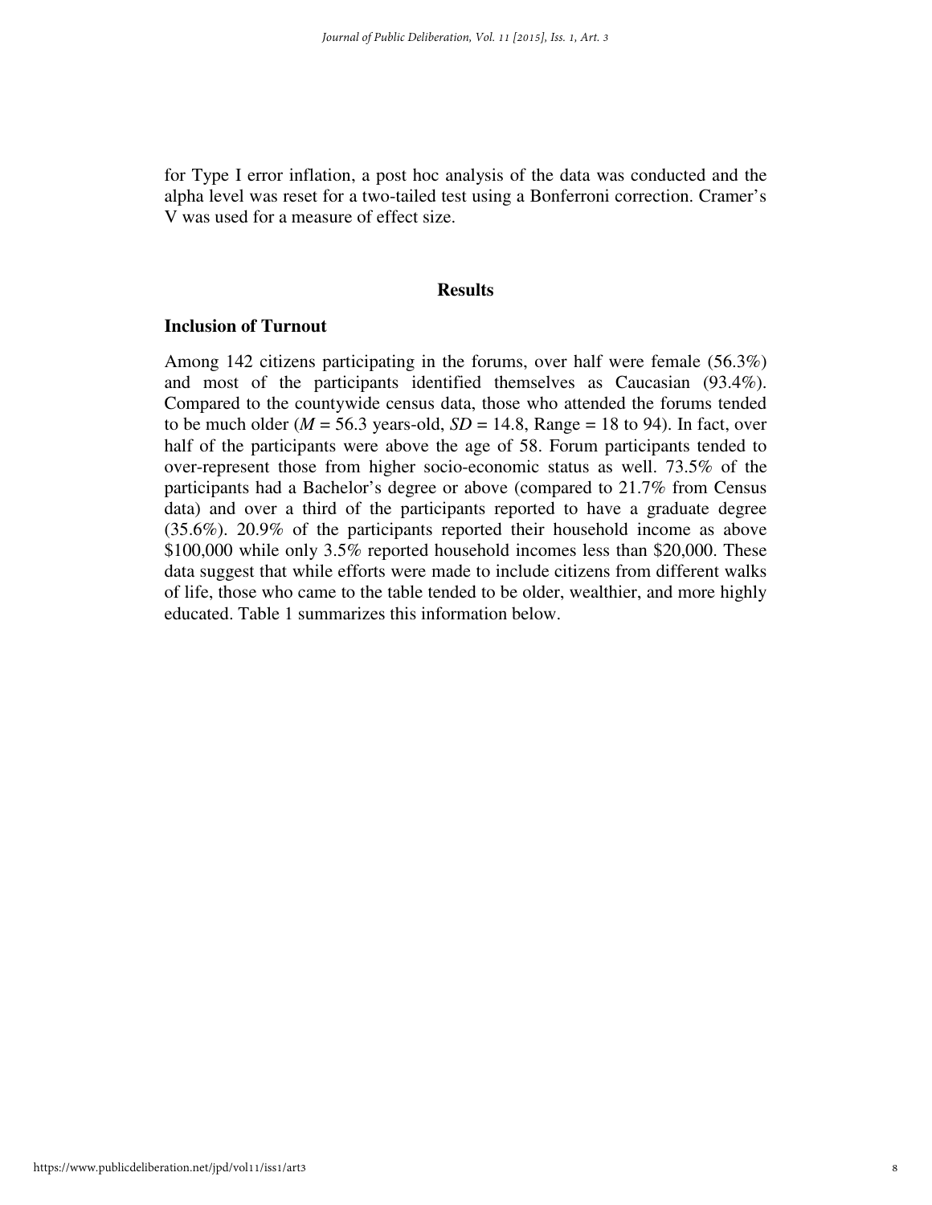for Type I error inflation, a post hoc analysis of the data was conducted and the alpha level was reset for a two-tailed test using a Bonferroni correction. Cramer's V was used for a measure of effect size.

## Results

### Inclusion of Turnout

Among 142 citizens participating in the forums, over half were female (56.3%) and most of the participants identified themselves as Caucasian (93.4%). Compared to the countywide census data, those who attended the forums tended to be much older ($M$ = 56.3 years-old, $SD$ = 14.8, Range = 18 to 94). In fact, over half of the participants were above the age of 58. Forum participants tended to over-represent those from higher socio-economic status as well. 73.5% of the participants had a Bachelor's degree or above (compared to 21.7% from Census data) and over a third of the participants reported to have a graduate degree (35.6%). 20.9% of the participants reported their household income as above \$100,000 while only 3.5% reported household incomes less than \$20,000. These data suggest that while efforts were made to include citizens from different walks of life, those who came to the table tended to be older, wealthier, and more highly educated. Table 1 summarizes this information below.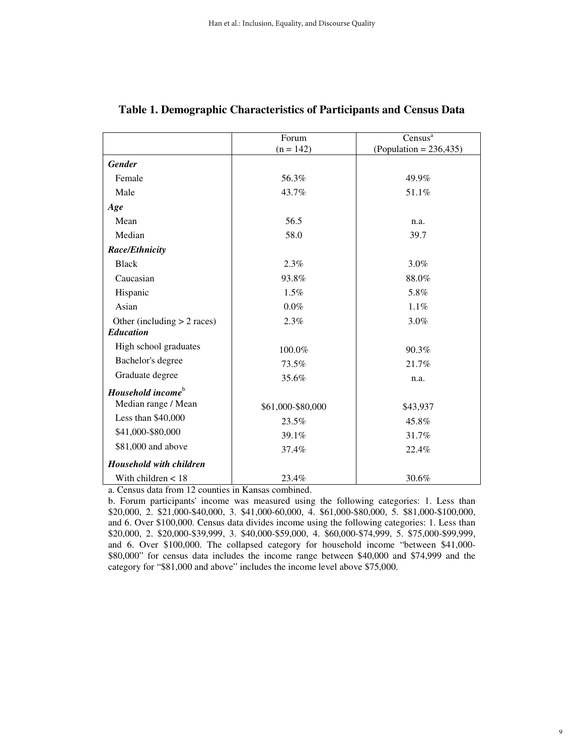**Table 1. Demographic Characteristics of Participants and Census Data**

| | Forum (n = 142) | Census[a] (Population = 236,435) |
|---|---|---|
| ***Gender*** | | |
| Female | 56.3% | 49.9% |
| Male | 43.7% | 51.1% |
| ***Age*** | | |
| Mean | 56.5 | n.a. |
| Median | 58.0 | 39.7 |
| ***Race/Ethnicity*** | | |
| Black | 2.3% | 3.0% |
| Caucasian | 93.8% | 88.0% |
| Hispanic | 1.5% | 5.8% |
| Asian | 0.0% | 1.1% |
| Other (including > 2 races) | 2.3% | 3.0% |
| ***Education*** | | |
| High school graduates | 100.0% | 90.3% |
| Bachelor's degree | 73.5% | 21.7% |
| Graduate degree | 35.6% | n.a. |
| ***Household income***[b] | | |
| Median range / Mean | $61,000-$80,000 | $43,937 |
| Less than $40,000 | 23.5% | 45.8% |
| $41,000-$80,000 | 39.1% | 31.7% |
| $81,000 and above | 37.4% | 22.4% |
| ***Household with children*** | | |
| With children < 18 | 23.4% | 30.6% |

a. Census data from 12 counties in Kansas combined.

b. Forum participants' income was measured using the following categories: 1. Less than $20,000, 2. $21,000-$40,000, 3. $41,000-60,000, 4. $61,000-$80,000, 5. $81,000-$100,000, and 6. Over $100,000. Census data divides income using the following categories: 1. Less than $20,000, 2. $20,000-$39,999, 3. $40,000-$59,000, 4. $60,000-$74,999, 5. $75,000-$99,999, and 6. Over $100,000. The collapsed category for household income "between $41,000-$80,000" for census data includes the income range between $40,000 and $74,999 and the category for "$81,000 and above" includes the income level above $75,000.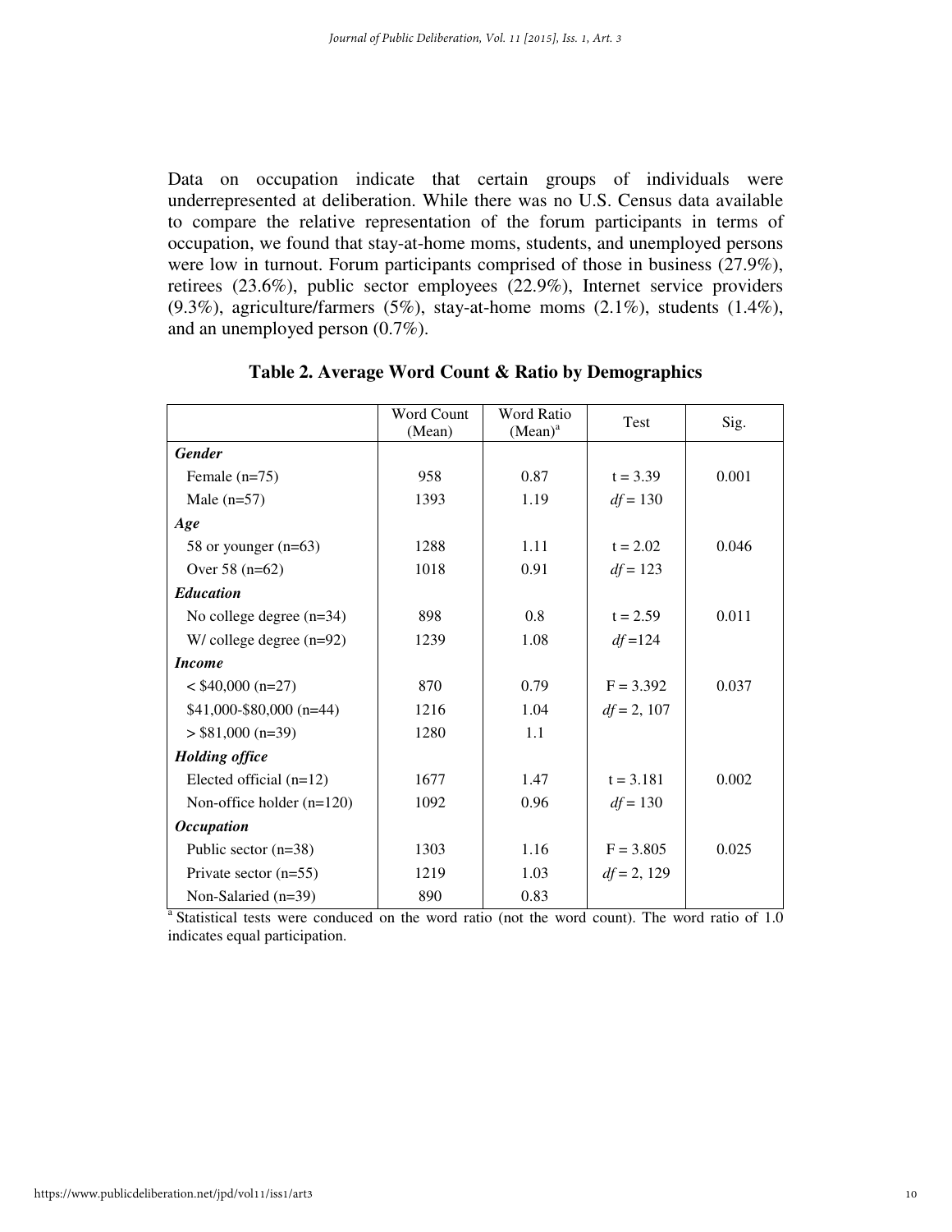Data on occupation indicate that certain groups of individuals were underrepresented at deliberation. While there was no U.S. Census data available to compare the relative representation of the forum participants in terms of occupation, we found that stay-at-home moms, students, and unemployed persons were low in turnout. Forum participants comprised of those in business (27.9%), retirees (23.6%), public sector employees (22.9%), Internet service providers (9.3%), agriculture/farmers (5%), stay-at-home moms (2.1%), students (1.4%), and an unemployed person (0.7%).

**Table 2. Average Word Count & Ratio by Demographics**

| | Word Count (Mean) | Word Ratio (Mean)[a] | Test | Sig. |
|---|---|---|---|---|
| ***Gender*** | | | | |
| Female (n=75) | 958 | 0.87 | t = 3.39 | 0.001 |
| Male (n=57) | 1393 | 1.19 | *df* = 130 | |
| ***Age*** | | | | |
| 58 or younger (n=63) | 1288 | 1.11 | t = 2.02 | 0.046 |
| Over 58 (n=62) | 1018 | 0.91 | *df* = 123 | |
| ***Education*** | | | | |
| No college degree (n=34) | 898 | 0.8 | t = 2.59 | 0.011 |
| W/ college degree (n=92) | 1239 | 1.08 | *df* =124 | |
| ***Income*** | | | | |
| < $40,000 (n=27) | 870 | 0.79 | F = 3.392 | 0.037 |
| $41,000-$80,000 (n=44) | 1216 | 1.04 | *df* = 2, 107 | |
| > $81,000 (n=39) | 1280 | 1.1 | | |
| ***Holding office*** | | | | |
| Elected official (n=12) | 1677 | 1.47 | t = 3.181 | 0.002 |
| Non-office holder (n=120) | 1092 | 0.96 | *df* = 130 | |
| ***Occupation*** | | | | |
| Public sector (n=38) | 1303 | 1.16 | F = 3.805 | 0.025 |
| Private sector (n=55) | 1219 | 1.03 | *df* = 2, 129 | |
| Non-Salaried (n=39) | 890 | 0.83 | | |

[a] Statistical tests were conduced on the word ratio (not the word count). The word ratio of 1.0 indicates equal participation.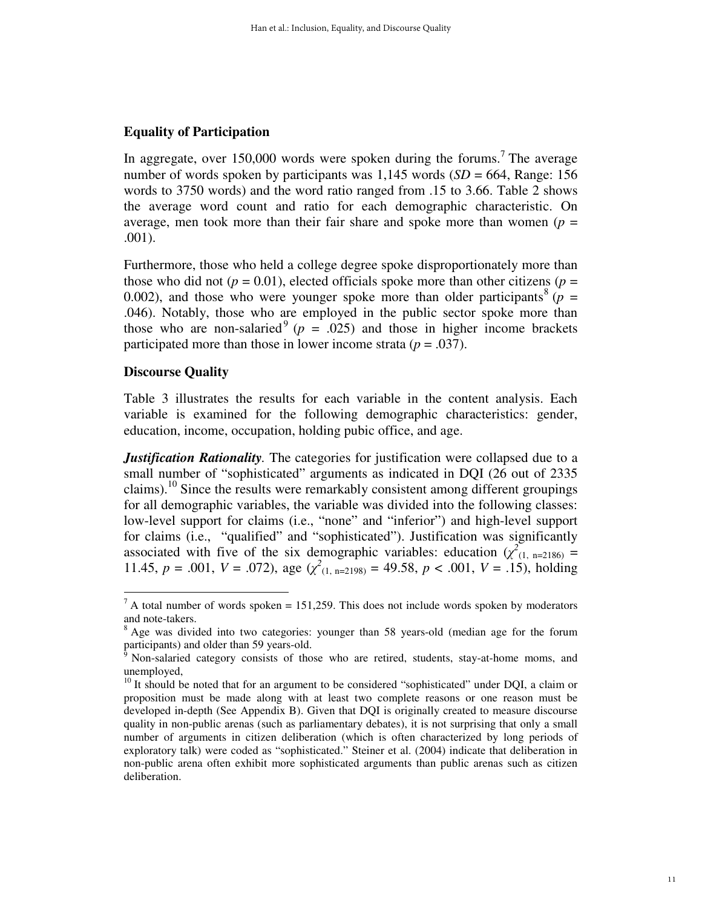## Equality of Participation

In aggregate, over 150,000 words were spoken during the forums.[7] The average number of words spoken by participants was 1,145 words (*SD* = 664, Range: 156 words to 3750 words) and the word ratio ranged from .15 to 3.66. Table 2 shows the average word count and ratio for each demographic characteristic. On average, men took more than their fair share and spoke more than women ($p$ = .001).

Furthermore, those who held a college degree spoke disproportionately more than those who did not ($p$ = 0.01), elected officials spoke more than other citizens ($p$ = 0.002), and those who were younger spoke more than older participants[8] ($p$ = .046). Notably, those who are employed in the public sector spoke more than those who are non-salaried[9] ($p$ = .025) and those in higher income brackets participated more than those in lower income strata ($p$ = .037).

## Discourse Quality

Table 3 illustrates the results for each variable in the content analysis. Each variable is examined for the following demographic characteristics: gender, education, income, occupation, holding pubic office, and age.

***Justification Rationality***. The categories for justification were collapsed due to a small number of "sophisticated" arguments as indicated in DQI (26 out of 2335 claims).[10] Since the results were remarkably consistent among different groupings for all demographic variables, the variable was divided into the following classes: low-level support for claims (i.e., "none" and "inferior") and high-level support for claims (i.e., "qualified" and "sophisticated"). Justification was significantly associated with five of the six demographic variables: education ($\chi^2_{(1,\ n=2186)}$ = 11.45, $p$ = .001, $V$ = .072), age ($\chi^2_{(1,\ n=2198)}$ = 49.58, $p$ < .001, $V$ = .15), holding

---

[7] A total number of words spoken = 151,259. This does not include words spoken by moderators and note-takers.

[8] Age was divided into two categories: younger than 58 years-old (median age for the forum participants) and older than 59 years-old.

[9] Non-salaried category consists of those who are retired, students, stay-at-home moms, and unemployed,

[10] It should be noted that for an argument to be considered "sophisticated" under DQI, a claim or proposition must be made along with at least two complete reasons or one reason must be developed in-depth (See Appendix B). Given that DQI is originally created to measure discourse quality in non-public arenas (such as parliamentary debates), it is not surprising that only a small number of arguments in citizen deliberation (which is often characterized by long periods of exploratory talk) were coded as "sophisticated." Steiner et al. (2004) indicate that deliberation in non-public arena often exhibit more sophisticated arguments than public arenas such as citizen deliberation.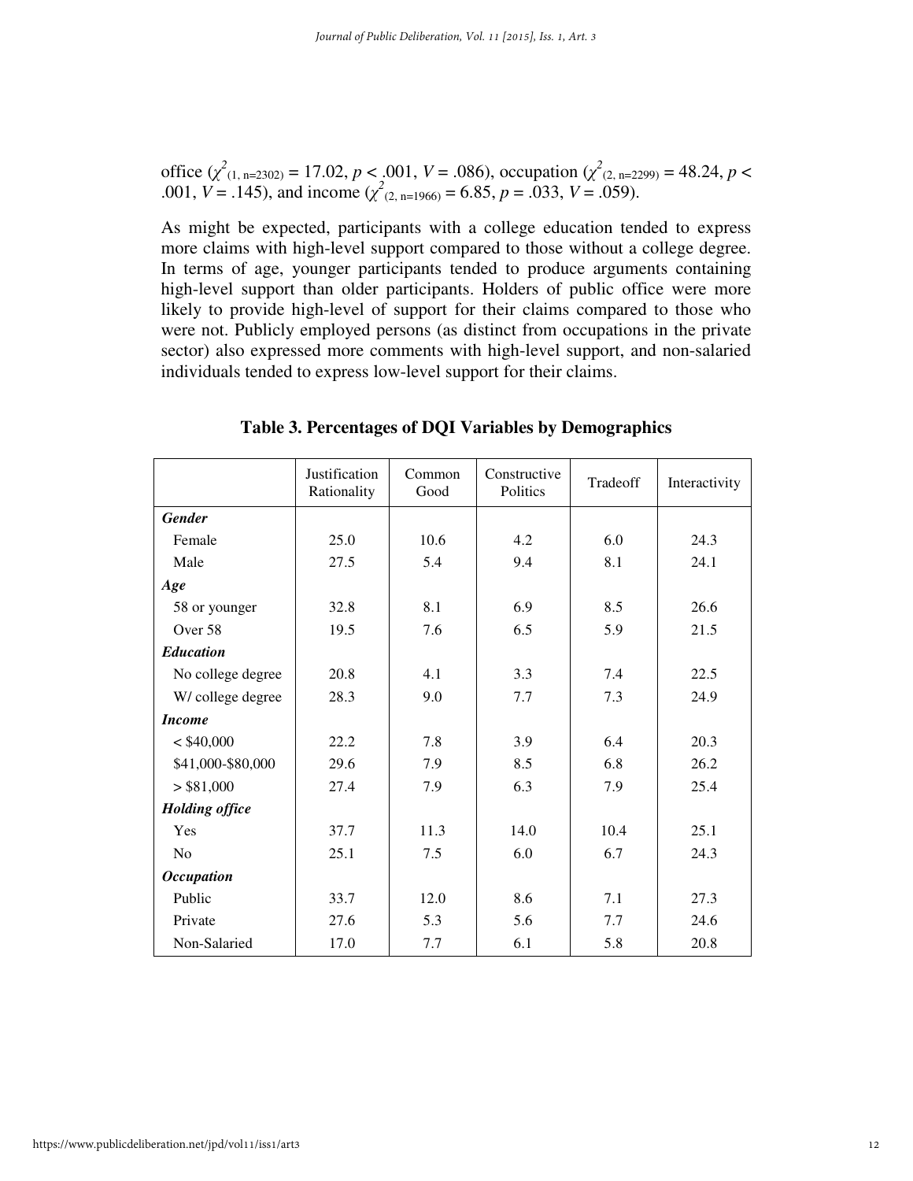office ($\chi^2_{(1, n=2302)} = 17.02$, $p < .001$, $V = .086$), occupation ($\chi^2_{(2, n=2299)} = 48.24$, $p < .001$, $V = .145$), and income ($\chi^2_{(2, n=1966)} = 6.85$, $p = .033$, $V = .059$).

As might be expected, participants with a college education tended to express more claims with high-level support compared to those without a college degree. In terms of age, younger participants tended to produce arguments containing high-level support than older participants. Holders of public office were more likely to provide high-level of support for their claims compared to those who were not. Publicly employed persons (as distinct from occupations in the private sector) also expressed more comments with high-level support, and non-salaried individuals tended to express low-level support for their claims.

**Table 3. Percentages of DQI Variables by Demographics**

| | Justification Rationality | Common Good | Constructive Politics | Tradeoff | Interactivity |
|---|---|---|---|---|---|
| ***Gender*** | | | | | |
| Female | 25.0 | 10.6 | 4.2 | 6.0 | 24.3 |
| Male | 27.5 | 5.4 | 9.4 | 8.1 | 24.1 |
| ***Age*** | | | | | |
| 58 or younger | 32.8 | 8.1 | 6.9 | 8.5 | 26.6 |
| Over 58 | 19.5 | 7.6 | 6.5 | 5.9 | 21.5 |
| ***Education*** | | | | | |
| No college degree | 20.8 | 4.1 | 3.3 | 7.4 | 22.5 |
| W/ college degree | 28.3 | 9.0 | 7.7 | 7.3 | 24.9 |
| ***Income*** | | | | | |
| < $40,000 | 22.2 | 7.8 | 3.9 | 6.4 | 20.3 |
| $41,000-$80,000 | 29.6 | 7.9 | 8.5 | 6.8 | 26.2 |
| > $81,000 | 27.4 | 7.9 | 6.3 | 7.9 | 25.4 |
| ***Holding office*** | | | | | |
| Yes | 37.7 | 11.3 | 14.0 | 10.4 | 25.1 |
| No | 25.1 | 7.5 | 6.0 | 6.7 | 24.3 |
| ***Occupation*** | | | | | |
| Public | 33.7 | 12.0 | 8.6 | 7.1 | 27.3 |
| Private | 27.6 | 5.3 | 5.6 | 7.7 | 24.6 |
| Non-Salaried | 17.0 | 7.7 | 6.1 | 5.8 | 20.8 |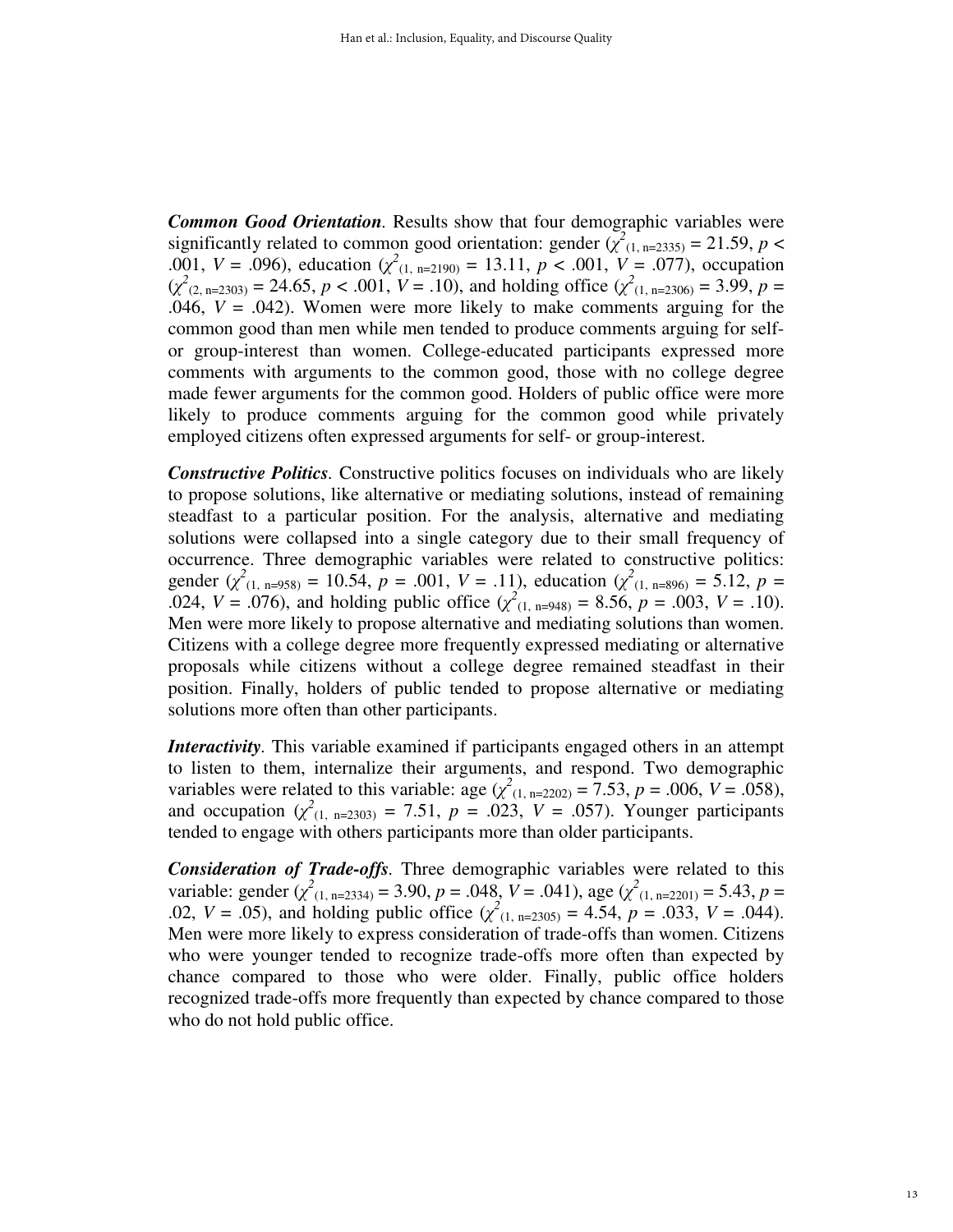***Common Good Orientation***. Results show that four demographic variables were significantly related to common good orientation: gender ($\chi^2_{(1,\ n=2335)} = 21.59$, $p < .001$, $V = .096$), education ($\chi^2_{(1,\ n=2190)} = 13.11$, $p < .001$, $V = .077$), occupation ($\chi^2_{(2,\ n=2303)} = 24.65$, $p < .001$, $V = .10$), and holding office ($\chi^2_{(1,\ n=2306)} = 3.99$, $p = .046$, $V = .042$). Women were more likely to make comments arguing for the common good than men while men tended to produce comments arguing for self- or group-interest than women. College-educated participants expressed more comments with arguments to the common good, those with no college degree made fewer arguments for the common good. Holders of public office were more likely to produce comments arguing for the common good while privately employed citizens often expressed arguments for self- or group-interest.

***Constructive Politics***. Constructive politics focuses on individuals who are likely to propose solutions, like alternative or mediating solutions, instead of remaining steadfast to a particular position. For the analysis, alternative and mediating solutions were collapsed into a single category due to their small frequency of occurrence. Three demographic variables were related to constructive politics: gender ($\chi^2_{(1,\ n=958)} = 10.54$, $p = .001$, $V = .11$), education ($\chi^2_{(1,\ n=896)} = 5.12$, $p = .024$, $V = .076$), and holding public office ($\chi^2_{(1,\ n=948)} = 8.56$, $p = .003$, $V = .10$). Men were more likely to propose alternative and mediating solutions than women. Citizens with a college degree more frequently expressed mediating or alternative proposals while citizens without a college degree remained steadfast in their position. Finally, holders of public tended to propose alternative or mediating solutions more often than other participants.

***Interactivity***. This variable examined if participants engaged others in an attempt to listen to them, internalize their arguments, and respond. Two demographic variables were related to this variable: age ($\chi^2_{(1,\ n=2202)} = 7.53$, $p = .006$, $V = .058$), and occupation ($\chi^2_{(1,\ n=2303)} = 7.51$, $p = .023$, $V = .057$). Younger participants tended to engage with others participants more than older participants.

***Consideration of Trade-offs***. Three demographic variables were related to this variable: gender ($\chi^2_{(1,\ n=2334)} = 3.90$, $p = .048$, $V = .041$), age ($\chi^2_{(1,\ n=2201)} = 5.43$, $p = .02$, $V = .05$), and holding public office ($\chi^2_{(1,\ n=2305)} = 4.54$, $p = .033$, $V = .044$). Men were more likely to express consideration of trade-offs than women. Citizens who were younger tended to recognize trade-offs more often than expected by chance compared to those who were older. Finally, public office holders recognized trade-offs more frequently than expected by chance compared to those who do not hold public office.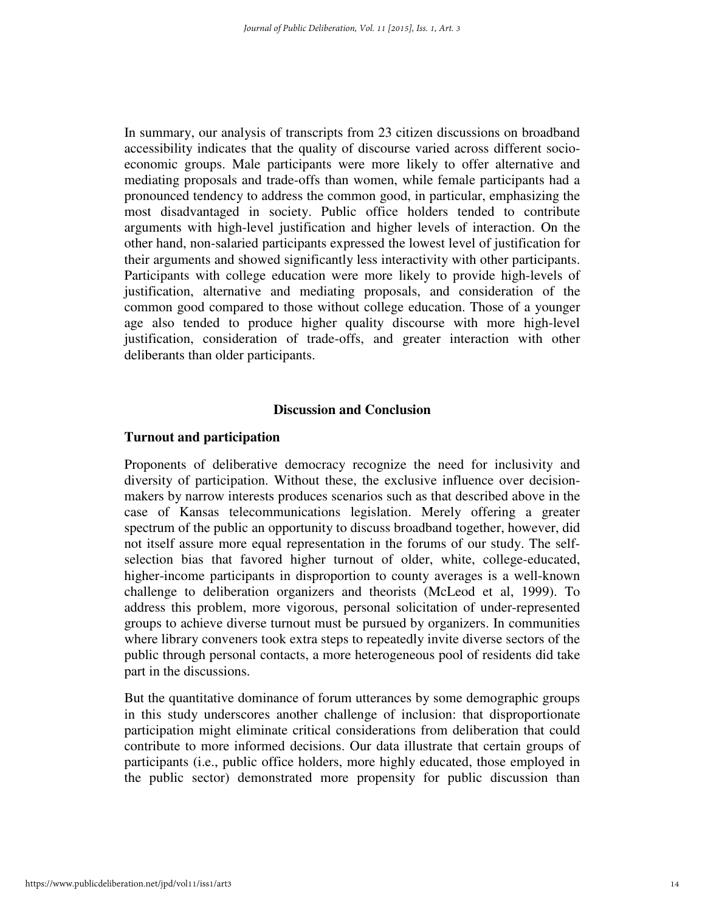In summary, our analysis of transcripts from 23 citizen discussions on broadband accessibility indicates that the quality of discourse varied across different socio-economic groups. Male participants were more likely to offer alternative and mediating proposals and trade-offs than women, while female participants had a pronounced tendency to address the common good, in particular, emphasizing the most disadvantaged in society. Public office holders tended to contribute arguments with high-level justification and higher levels of interaction. On the other hand, non-salaried participants expressed the lowest level of justification for their arguments and showed significantly less interactivity with other participants. Participants with college education were more likely to provide high-levels of justification, alternative and mediating proposals, and consideration of the common good compared to those without college education. Those of a younger age also tended to produce higher quality discourse with more high-level justification, consideration of trade-offs, and greater interaction with other deliberants than older participants.

## Discussion and Conclusion

### Turnout and participation

Proponents of deliberative democracy recognize the need for inclusivity and diversity of participation. Without these, the exclusive influence over decision-makers by narrow interests produces scenarios such as that described above in the case of Kansas telecommunications legislation. Merely offering a greater spectrum of the public an opportunity to discuss broadband together, however, did not itself assure more equal representation in the forums of our study. The self-selection bias that favored higher turnout of older, white, college-educated, higher-income participants in disproportion to county averages is a well-known challenge to deliberation organizers and theorists (McLeod et al, 1999). To address this problem, more vigorous, personal solicitation of under-represented groups to achieve diverse turnout must be pursued by organizers. In communities where library conveners took extra steps to repeatedly invite diverse sectors of the public through personal contacts, a more heterogeneous pool of residents did take part in the discussions.

But the quantitative dominance of forum utterances by some demographic groups in this study underscores another challenge of inclusion: that disproportionate participation might eliminate critical considerations from deliberation that could contribute to more informed decisions. Our data illustrate that certain groups of participants (i.e., public office holders, more highly educated, those employed in the public sector) demonstrated more propensity for public discussion than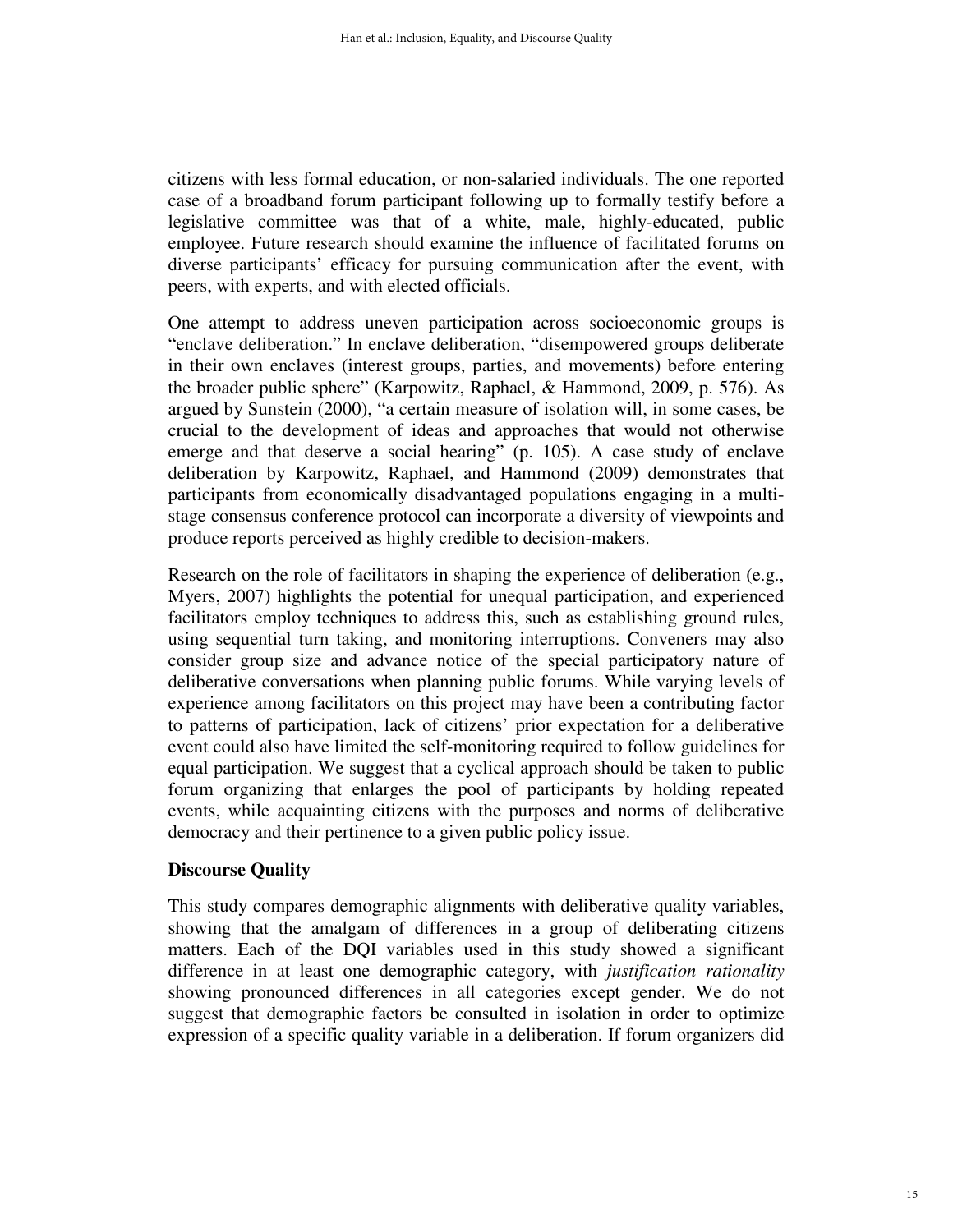citizens with less formal education, or non-salaried individuals. The one reported case of a broadband forum participant following up to formally testify before a legislative committee was that of a white, male, highly-educated, public employee. Future research should examine the influence of facilitated forums on diverse participants' efficacy for pursuing communication after the event, with peers, with experts, and with elected officials.

One attempt to address uneven participation across socioeconomic groups is "enclave deliberation." In enclave deliberation, "disempowered groups deliberate in their own enclaves (interest groups, parties, and movements) before entering the broader public sphere" (Karpowitz, Raphael, & Hammond, 2009, p. 576). As argued by Sunstein (2000), "a certain measure of isolation will, in some cases, be crucial to the development of ideas and approaches that would not otherwise emerge and that deserve a social hearing" (p. 105). A case study of enclave deliberation by Karpowitz, Raphael, and Hammond (2009) demonstrates that participants from economically disadvantaged populations engaging in a multi-stage consensus conference protocol can incorporate a diversity of viewpoints and produce reports perceived as highly credible to decision-makers.

Research on the role of facilitators in shaping the experience of deliberation (e.g., Myers, 2007) highlights the potential for unequal participation, and experienced facilitators employ techniques to address this, such as establishing ground rules, using sequential turn taking, and monitoring interruptions. Conveners may also consider group size and advance notice of the special participatory nature of deliberative conversations when planning public forums. While varying levels of experience among facilitators on this project may have been a contributing factor to patterns of participation, lack of citizens' prior expectation for a deliberative event could also have limited the self-monitoring required to follow guidelines for equal participation. We suggest that a cyclical approach should be taken to public forum organizing that enlarges the pool of participants by holding repeated events, while acquainting citizens with the purposes and norms of deliberative democracy and their pertinence to a given public policy issue.

### Discourse Quality

This study compares demographic alignments with deliberative quality variables, showing that the amalgam of differences in a group of deliberating citizens matters. Each of the DQI variables used in this study showed a significant difference in at least one demographic category, with *justification rationality* showing pronounced differences in all categories except gender. We do not suggest that demographic factors be consulted in isolation in order to optimize expression of a specific quality variable in a deliberation. If forum organizers did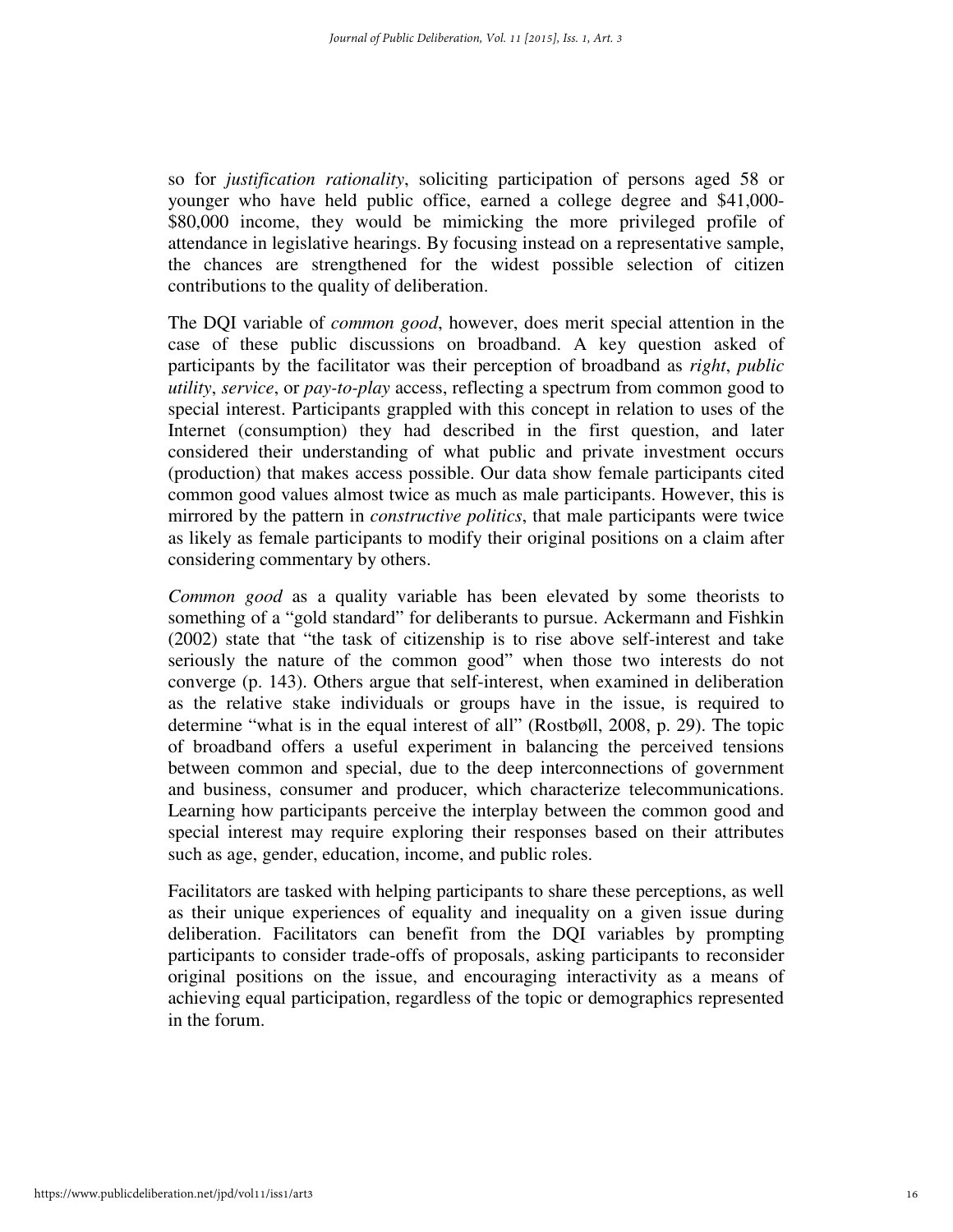so for *justification rationality*, soliciting participation of persons aged 58 or younger who have held public office, earned a college degree and $41,000-$80,000 income, they would be mimicking the more privileged profile of attendance in legislative hearings. By focusing instead on a representative sample, the chances are strengthened for the widest possible selection of citizen contributions to the quality of deliberation.

The DQI variable of *common good*, however, does merit special attention in the case of these public discussions on broadband. A key question asked of participants by the facilitator was their perception of broadband as *right*, *public utility*, *service*, or *pay-to-play* access, reflecting a spectrum from common good to special interest. Participants grappled with this concept in relation to uses of the Internet (consumption) they had described in the first question, and later considered their understanding of what public and private investment occurs (production) that makes access possible. Our data show female participants cited common good values almost twice as much as male participants. However, this is mirrored by the pattern in *constructive politics*, that male participants were twice as likely as female participants to modify their original positions on a claim after considering commentary by others.

*Common good* as a quality variable has been elevated by some theorists to something of a "gold standard" for deliberants to pursue. Ackermann and Fishkin (2002) state that "the task of citizenship is to rise above self-interest and take seriously the nature of the common good" when those two interests do not converge (p. 143). Others argue that self-interest, when examined in deliberation as the relative stake individuals or groups have in the issue, is required to determine "what is in the equal interest of all" (Rostbøll, 2008, p. 29). The topic of broadband offers a useful experiment in balancing the perceived tensions between common and special, due to the deep interconnections of government and business, consumer and producer, which characterize telecommunications. Learning how participants perceive the interplay between the common good and special interest may require exploring their responses based on their attributes such as age, gender, education, income, and public roles.

Facilitators are tasked with helping participants to share these perceptions, as well as their unique experiences of equality and inequality on a given issue during deliberation. Facilitators can benefit from the DQI variables by prompting participants to consider trade-offs of proposals, asking participants to reconsider original positions on the issue, and encouraging interactivity as a means of achieving equal participation, regardless of the topic or demographics represented in the forum.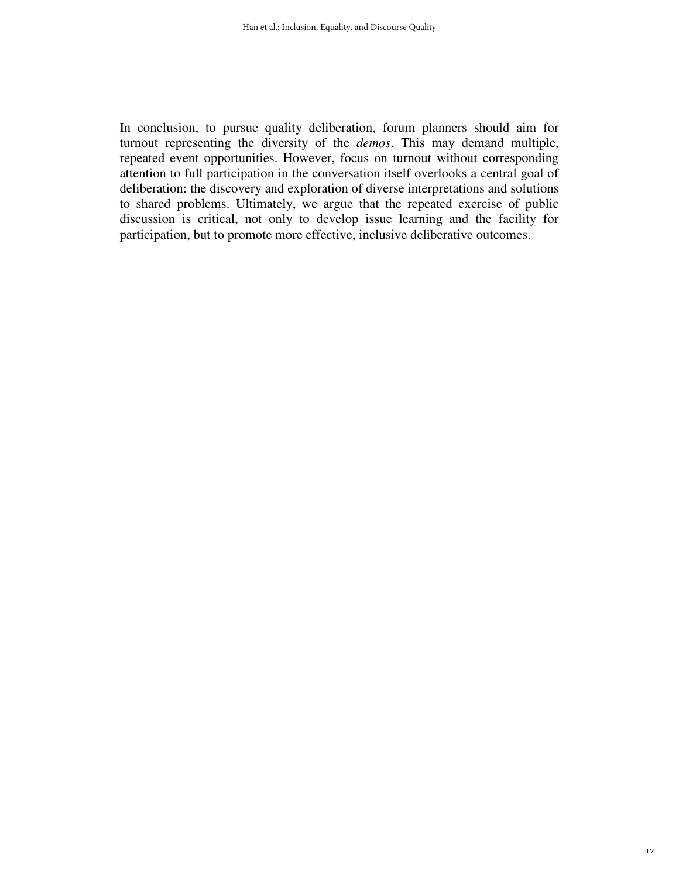In conclusion, to pursue quality deliberation, forum planners should aim for turnout representing the diversity of the *demos*. This may demand multiple, repeated event opportunities. However, focus on turnout without corresponding attention to full participation in the conversation itself overlooks a central goal of deliberation: the discovery and exploration of diverse interpretations and solutions to shared problems. Ultimately, we argue that the repeated exercise of public discussion is critical, not only to develop issue learning and the facility for participation, but to promote more effective, inclusive deliberative outcomes.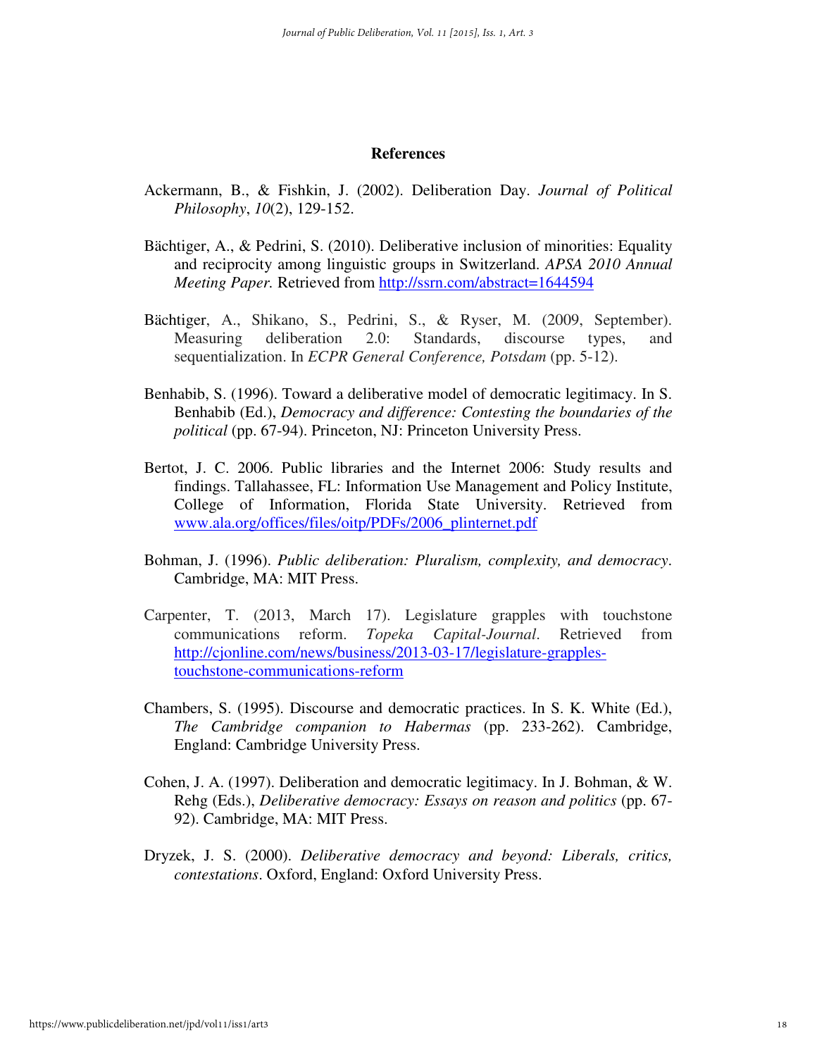## References

Ackermann, B., & Fishkin, J. (2002). Deliberation Day. *Journal of Political Philosophy*, *10*(2), 129-152.

Bächtiger, A., & Pedrini, S. (2010). Deliberative inclusion of minorities: Equality and reciprocity among linguistic groups in Switzerland. *APSA 2010 Annual Meeting Paper.* Retrieved from http://ssrn.com/abstract=1644594

Bächtiger, A., Shikano, S., Pedrini, S., & Ryser, M. (2009, September). Measuring deliberation 2.0: Standards, discourse types, and sequentialization. In *ECPR General Conference, Potsdam* (pp. 5-12).

Benhabib, S. (1996). Toward a deliberative model of democratic legitimacy. In S. Benhabib (Ed.), *Democracy and difference: Contesting the boundaries of the political* (pp. 67-94). Princeton, NJ: Princeton University Press.

Bertot, J. C. 2006. Public libraries and the Internet 2006: Study results and findings. Tallahassee, FL: Information Use Management and Policy Institute, College of Information, Florida State University. Retrieved from www.ala.org/offices/files/oitp/PDFs/2006_plinternet.pdf

Bohman, J. (1996). *Public deliberation: Pluralism, complexity, and democracy*. Cambridge, MA: MIT Press.

Carpenter, T. (2013, March 17). Legislature grapples with touchstone communications reform. *Topeka Capital-Journal*. Retrieved from http://cjonline.com/news/business/2013-03-17/legislature-grapples-touchstone-communications-reform

Chambers, S. (1995). Discourse and democratic practices. In S. K. White (Ed.), *The Cambridge companion to Habermas* (pp. 233-262). Cambridge, England: Cambridge University Press.

Cohen, J. A. (1997). Deliberation and democratic legitimacy. In J. Bohman, & W. Rehg (Eds.), *Deliberative democracy: Essays on reason and politics* (pp. 67-92). Cambridge, MA: MIT Press.

Dryzek, J. S. (2000). *Deliberative democracy and beyond: Liberals, critics, contestations*. Oxford, England: Oxford University Press.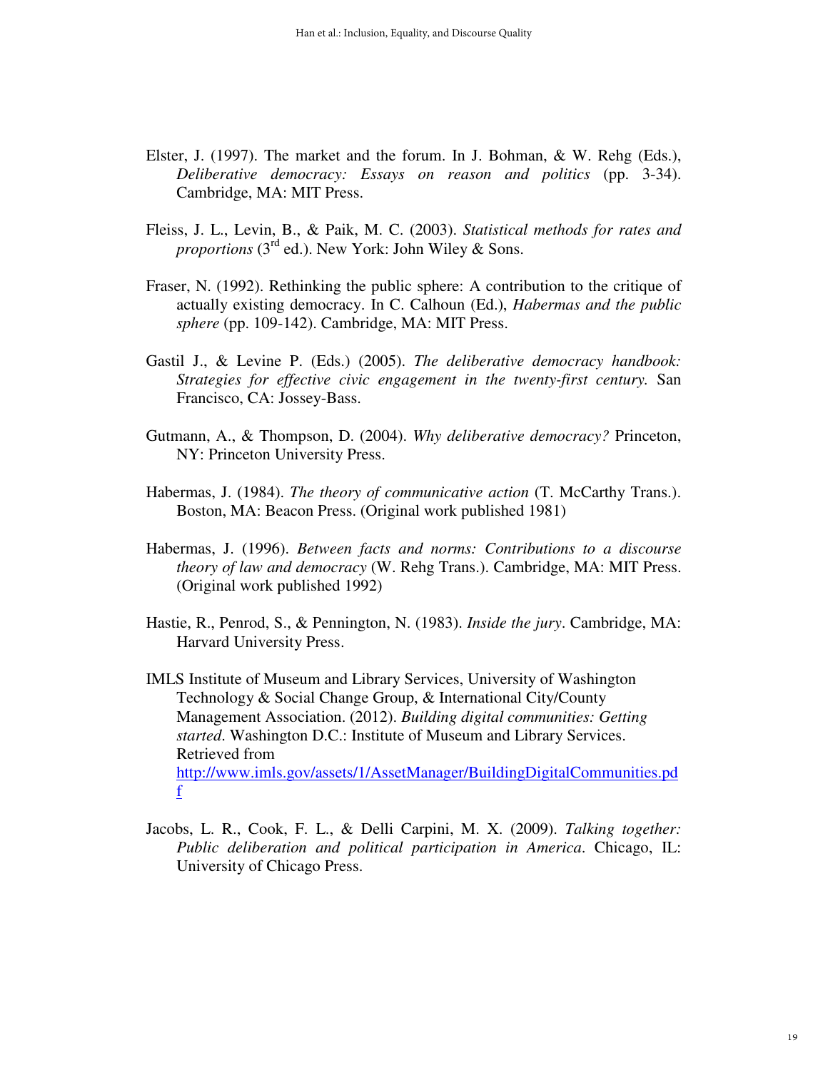Elster, J. (1997). The market and the forum. In J. Bohman, & W. Rehg (Eds.), *Deliberative democracy: Essays on reason and politics* (pp. 3-34). Cambridge, MA: MIT Press.

Fleiss, J. L., Levin, B., & Paik, M. C. (2003). *Statistical methods for rates and proportions* (3rd ed.). New York: John Wiley & Sons.

Fraser, N. (1992). Rethinking the public sphere: A contribution to the critique of actually existing democracy. In C. Calhoun (Ed.), *Habermas and the public sphere* (pp. 109-142). Cambridge, MA: MIT Press.

Gastil J., & Levine P. (Eds.) (2005). *The deliberative democracy handbook: Strategies for effective civic engagement in the twenty-first century.* San Francisco, CA: Jossey-Bass.

Gutmann, A., & Thompson, D. (2004). *Why deliberative democracy?* Princeton, NY: Princeton University Press.

Habermas, J. (1984). *The theory of communicative action* (T. McCarthy Trans.). Boston, MA: Beacon Press. (Original work published 1981)

Habermas, J. (1996). *Between facts and norms: Contributions to a discourse theory of law and democracy* (W. Rehg Trans.). Cambridge, MA: MIT Press. (Original work published 1992)

Hastie, R., Penrod, S., & Pennington, N. (1983). *Inside the jury*. Cambridge, MA: Harvard University Press.

IMLS Institute of Museum and Library Services, University of Washington Technology & Social Change Group, & International City/County Management Association. (2012). *Building digital communities: Getting started*. Washington D.C.: Institute of Museum and Library Services. Retrieved from http://www.imls.gov/assets/1/AssetManager/BuildingDigitalCommunities.pdf

Jacobs, L. R., Cook, F. L., & Delli Carpini, M. X. (2009). *Talking together: Public deliberation and political participation in America*. Chicago, IL: University of Chicago Press.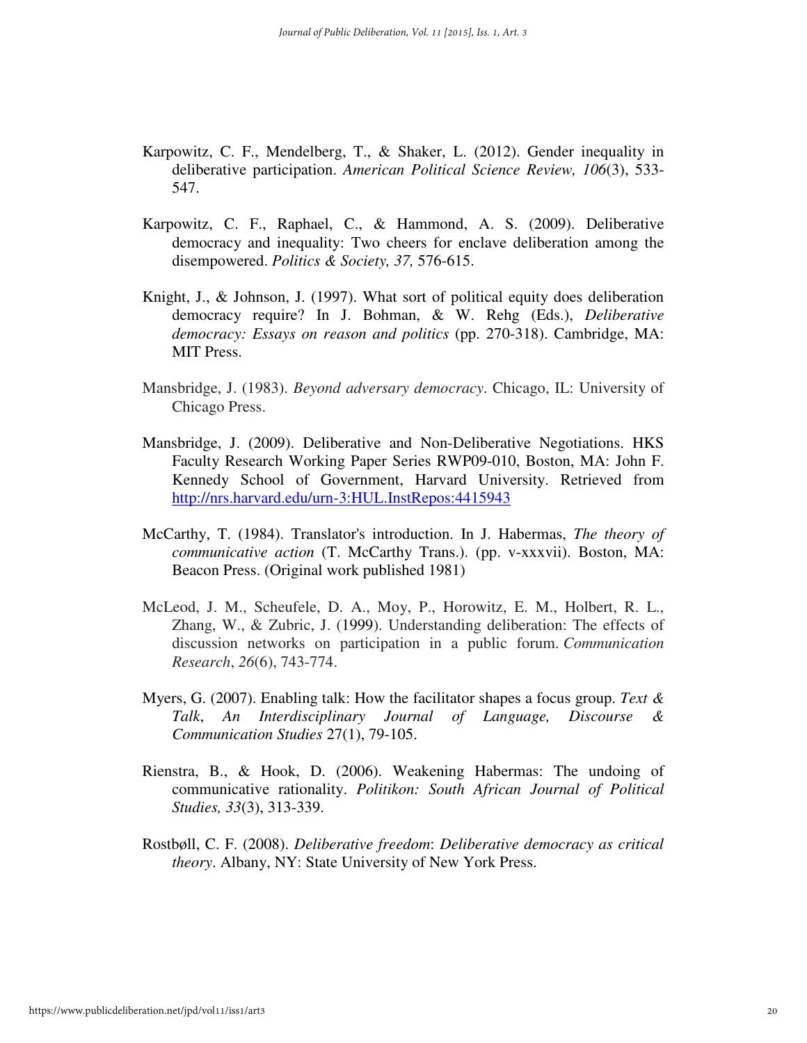Karpowitz, C. F., Mendelberg, T., & Shaker, L. (2012). Gender inequality in deliberative participation. *American Political Science Review, 106*(3), 533-547.

Karpowitz, C. F., Raphael, C., & Hammond, A. S. (2009). Deliberative democracy and inequality: Two cheers for enclave deliberation among the disempowered. *Politics & Society, 37,* 576-615.

Knight, J., & Johnson, J. (1997). What sort of political equity does deliberation democracy require? In J. Bohman, & W. Rehg (Eds.), *Deliberative democracy: Essays on reason and politics* (pp. 270-318). Cambridge, MA: MIT Press.

Mansbridge, J. (1983). *Beyond adversary democracy*. Chicago, IL: University of Chicago Press.

Mansbridge, J. (2009). Deliberative and Non-Deliberative Negotiations. HKS Faculty Research Working Paper Series RWP09-010, Boston, MA: John F. Kennedy School of Government, Harvard University. Retrieved from http://nrs.harvard.edu/urn-3:HUL.InstRepos:4415943

McCarthy, T. (1984). Translator's introduction. In J. Habermas, *The theory of communicative action* (T. McCarthy Trans.). (pp. v-xxxvii). Boston, MA: Beacon Press. (Original work published 1981)

McLeod, J. M., Scheufele, D. A., Moy, P., Horowitz, E. M., Holbert, R. L., Zhang, W., & Zubric, J. (1999). Understanding deliberation: The effects of discussion networks on participation in a public forum. *Communication Research*, *26*(6), 743-774.

Myers, G. (2007). Enabling talk: How the facilitator shapes a focus group. *Text & Talk*, *An Interdisciplinary Journal of Language, Discourse & Communication Studies* 27(1), 79-105.

Rienstra, B., & Hook, D. (2006). Weakening Habermas: The undoing of communicative rationality. *Politikon: South African Journal of Political Studies, 33*(3), 313-339.

Rostbøll, C. F. (2008). *Deliberative freedom*: *Deliberative democracy as critical theory*. Albany, NY: State University of New York Press.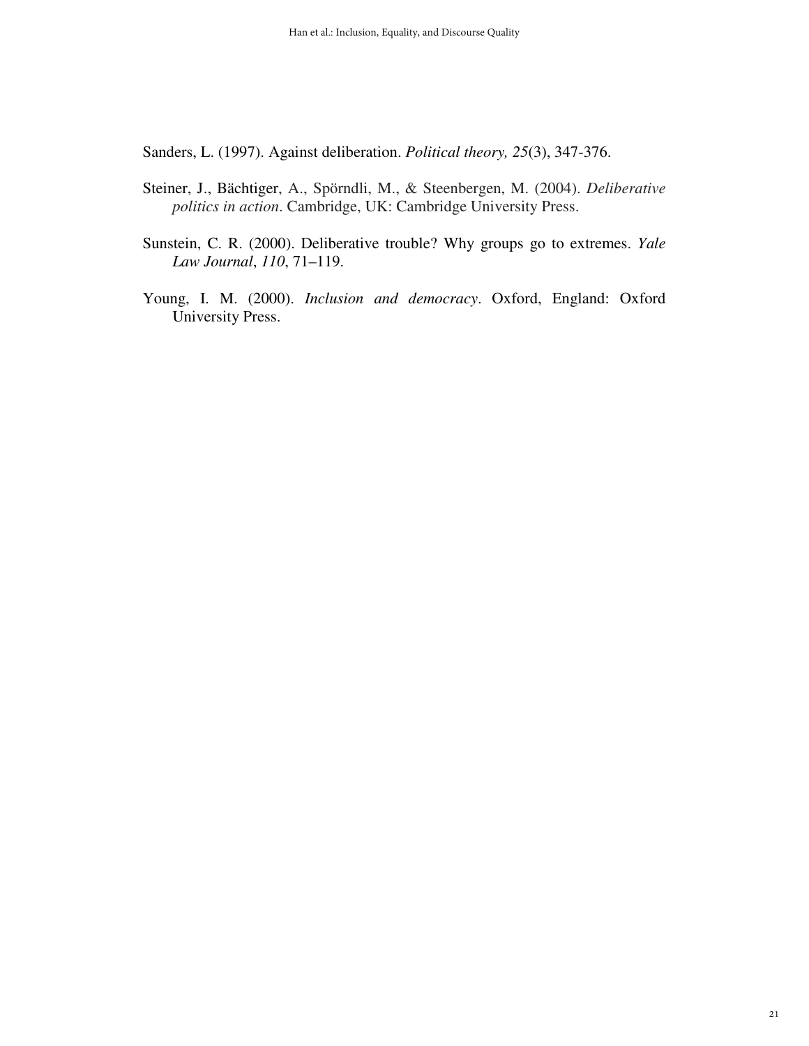Sanders, L. (1997). Against deliberation. *Political theory, 25*(3), 347-376.

Steiner, J., Bächtiger, A., Spörndli, M., & Steenbergen, M. (2004). *Deliberative politics in action*. Cambridge, UK: Cambridge University Press.

Sunstein, C. R. (2000). Deliberative trouble? Why groups go to extremes. *Yale Law Journal*, *110*, 71–119.

Young, I. M. (2000). *Inclusion and democracy*. Oxford, England: Oxford University Press.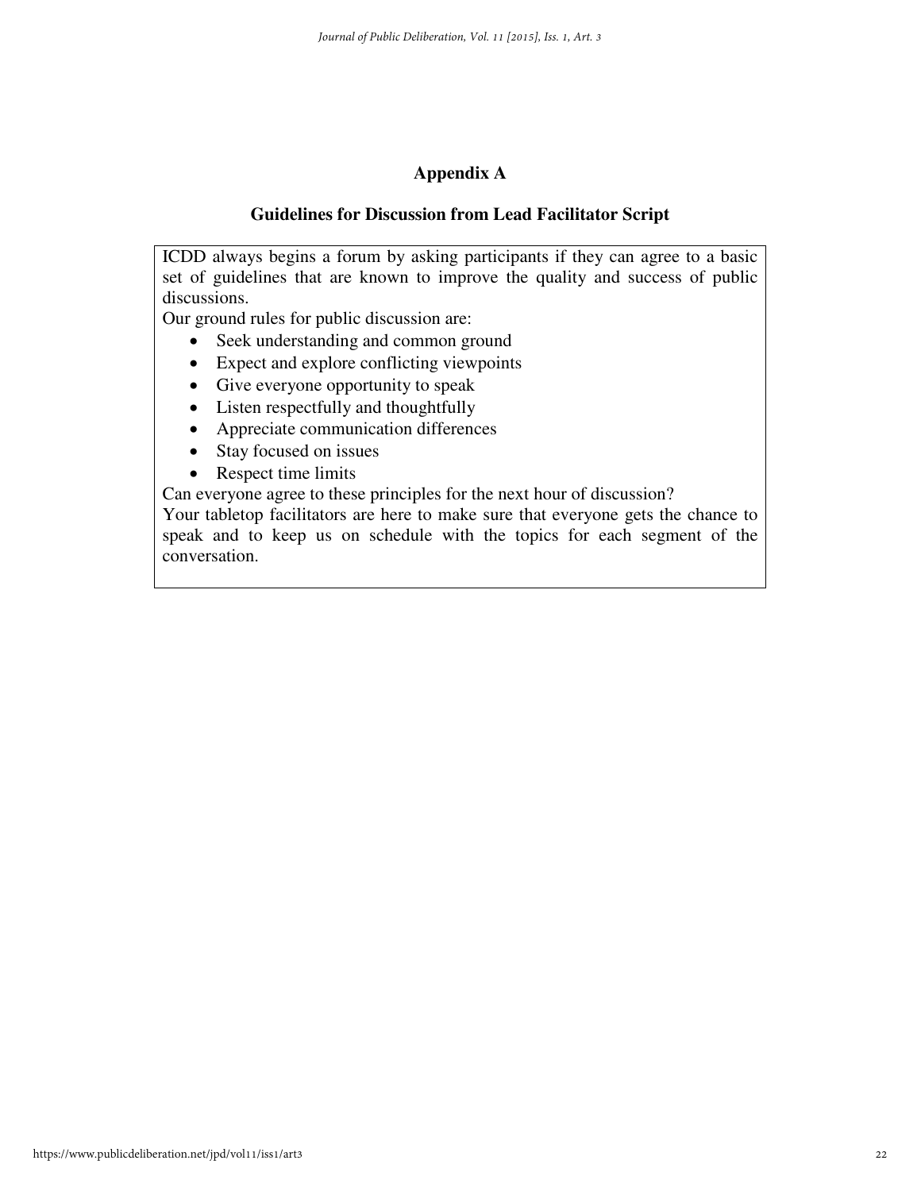# Appendix A

## Guidelines for Discussion from Lead Facilitator Script

ICDD always begins a forum by asking participants if they can agree to a basic set of guidelines that are known to improve the quality and success of public discussions.

Our ground rules for public discussion are:

- Seek understanding and common ground
- Expect and explore conflicting viewpoints
- Give everyone opportunity to speak
- Listen respectfully and thoughtfully
- Appreciate communication differences
- Stay focused on issues
- Respect time limits

Can everyone agree to these principles for the next hour of discussion?

Your tabletop facilitators are here to make sure that everyone gets the chance to speak and to keep us on schedule with the topics for each segment of the conversation.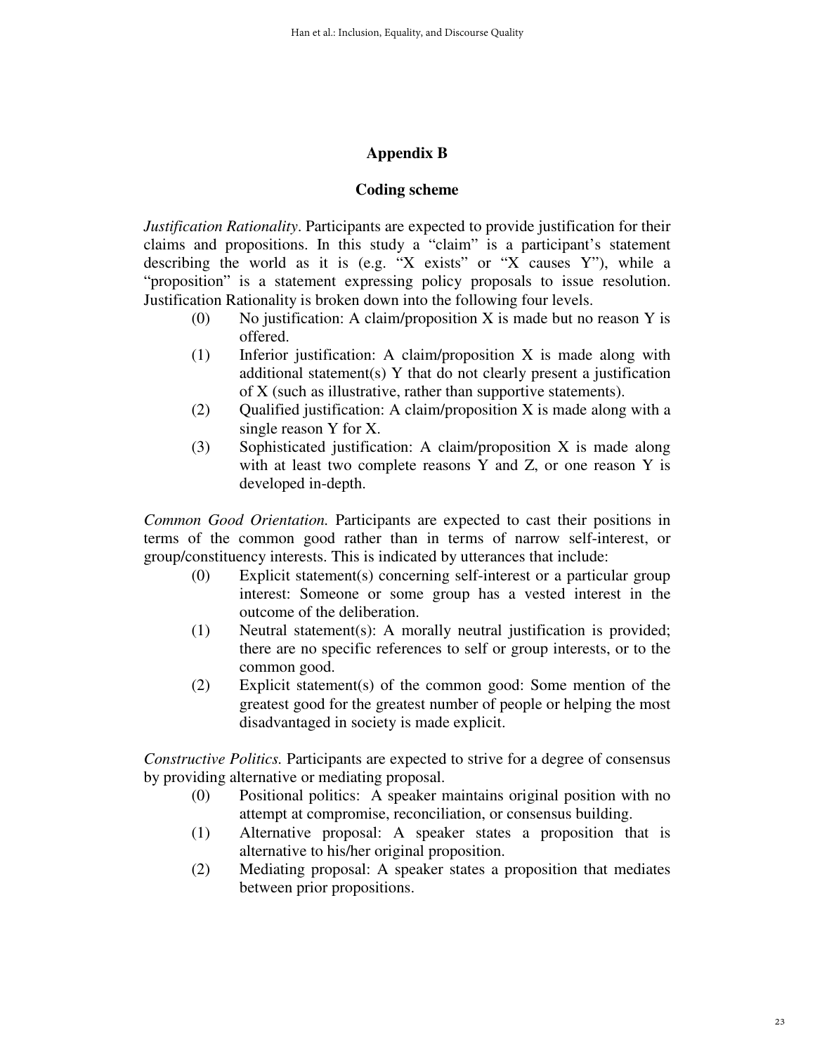## Appendix B

### Coding scheme

*Justification Rationality*. Participants are expected to provide justification for their claims and propositions. In this study a "claim" is a participant's statement describing the world as it is (e.g. "X exists" or "X causes Y"), while a "proposition" is a statement expressing policy proposals to issue resolution. Justification Rationality is broken down into the following four levels.

- (0) No justification: A claim/proposition X is made but no reason Y is offered.
- (1) Inferior justification: A claim/proposition X is made along with additional statement(s) Y that do not clearly present a justification of X (such as illustrative, rather than supportive statements).
- (2) Qualified justification: A claim/proposition X is made along with a single reason Y for X.
- (3) Sophisticated justification: A claim/proposition X is made along with at least two complete reasons Y and Z, or one reason Y is developed in-depth.

*Common Good Orientation.* Participants are expected to cast their positions in terms of the common good rather than in terms of narrow self-interest, or group/constituency interests. This is indicated by utterances that include:

- (0) Explicit statement(s) concerning self-interest or a particular group interest: Someone or some group has a vested interest in the outcome of the deliberation.
- (1) Neutral statement(s): A morally neutral justification is provided; there are no specific references to self or group interests, or to the common good.
- (2) Explicit statement(s) of the common good: Some mention of the greatest good for the greatest number of people or helping the most disadvantaged in society is made explicit.

*Constructive Politics.* Participants are expected to strive for a degree of consensus by providing alternative or mediating proposal.

- (0) Positional politics: A speaker maintains original position with no attempt at compromise, reconciliation, or consensus building.
- (1) Alternative proposal: A speaker states a proposition that is alternative to his/her original proposition.
- (2) Mediating proposal: A speaker states a proposition that mediates between prior propositions.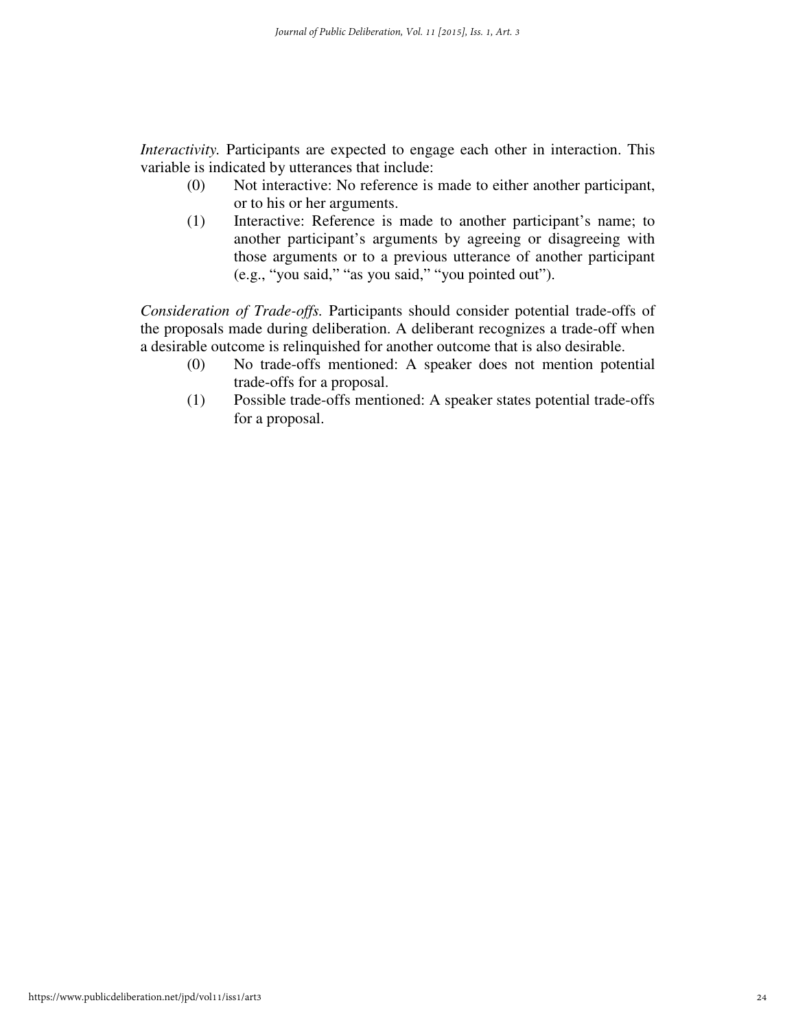*Interactivity.* Participants are expected to engage each other in interaction. This variable is indicated by utterances that include:

(0) Not interactive: No reference is made to either another participant, or to his or her arguments.

(1) Interactive: Reference is made to another participant's name; to another participant's arguments by agreeing or disagreeing with those arguments or to a previous utterance of another participant (e.g., "you said," "as you said," "you pointed out").

*Consideration of Trade-offs.* Participants should consider potential trade-offs of the proposals made during deliberation. A deliberant recognizes a trade-off when a desirable outcome is relinquished for another outcome that is also desirable.

(0) No trade-offs mentioned: A speaker does not mention potential trade-offs for a proposal.

(1) Possible trade-offs mentioned: A speaker states potential trade-offs for a proposal.